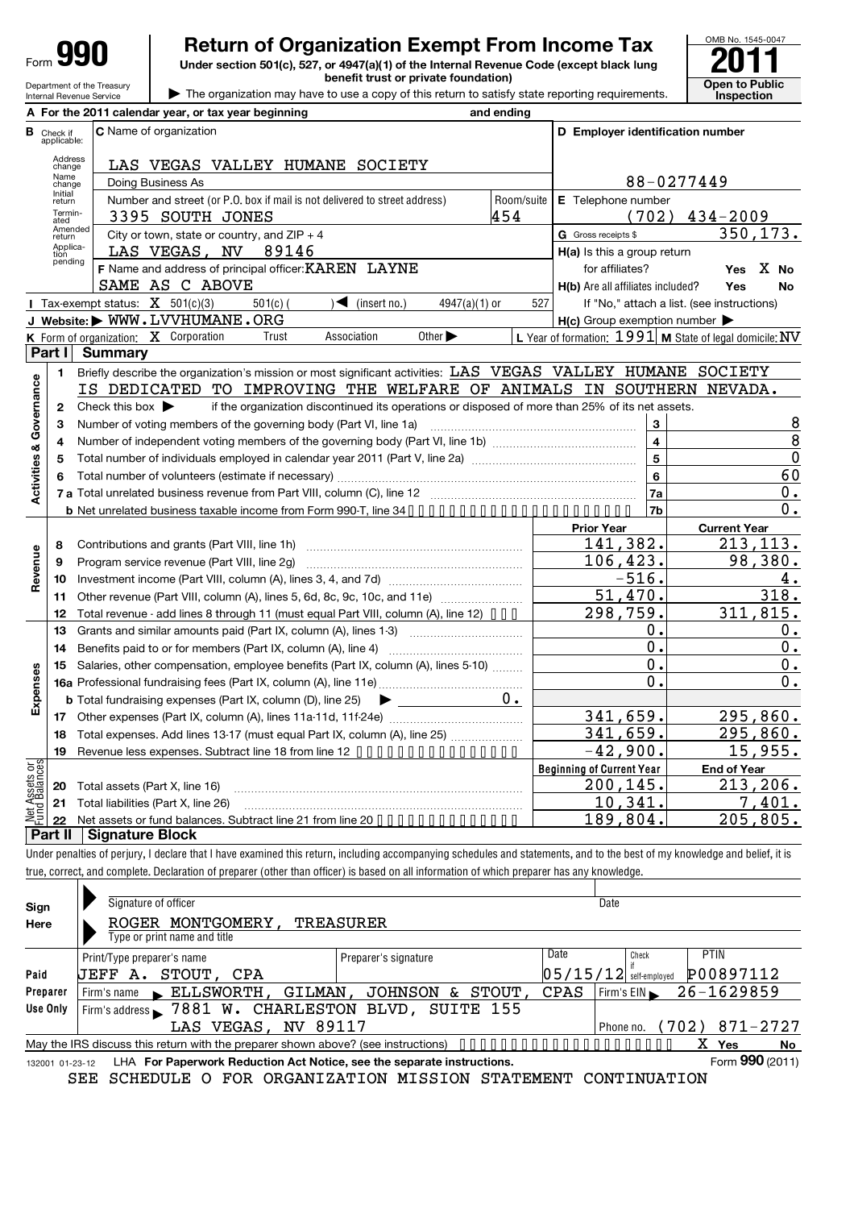# Form 990 — Return of Organization Exempt From Income Tax — 2011

**Under section 501(c), 527, or 4947(a)(1) of the Internal Revenue Code (except black lung benefit trust or private foundation)**

Department of the Treasury
Internal Revenue Service

▶ The organization may have to use a copy of this return to satisfy state reporting requirements.

OMB No. 1545-0047

**Open to Public Inspection**

**A** For the 2011 calendar year, or tax year beginning and ending

**B** Check if applicable: Address change, Name change, Initial return, Terminated, Amended return, Application pending

**C** Name of organization: LAS VEGAS VALLEY HUMANE SOCIETY

Doing Business As

Number and street (or P.O. box if mail is not delivered to street address): 3395 SOUTH JONES — Room/suite: 454

City or town, state or country, and ZIP + 4: LAS VEGAS, NV 89146

**F** Name and address of principal officer: KAREN LAYNE, SAME AS C ABOVE

**D** Employer identification number: 88-0277449

**E** Telephone number: (702) 434-2009

**G** Gross receipts $ 350,173.

**H(a)** Is this a group return for affiliates? Yes [ ] No [X]

**H(b)** Are all affiliates included? Yes No — If "No," attach a list. (see instructions)

**H(c)** Group exemption number ▶

**I** Tax-exempt status: [X] 501(c)(3) [ ] 501(c) ( ) ◀ (insert no.) [ ] 4947(a)(1) or [ ] 527

**J** Website: ▶ WWW.LVVHUMANE.ORG

**K** Form of organization: [X] Corporation [ ] Trust [ ] Association [ ] Other ▶

**L** Year of formation: 1991 **M** State of legal domicile: NV

## Part I Summary

**Activities & Governance**

1. Briefly describe the organization's mission or most significant activities: LAS VEGAS VALLEY HUMANE SOCIETY IS DEDICATED TO IMPROVING THE WELFARE OF ANIMALS IN SOUTHERN NEVADA.
2. Check this box ▶ if the organization discontinued its operations or disposed of more than 25% of its net assets.

| Line | Description | Box | Value |
|---|---|---|---|
| 3 | Number of voting members of the governing body (Part VI, line 1a) | 3 | 8 |
| 4 | Number of independent voting members of the governing body (Part VI, line 1b) | 4 | 8 |
| 5 | Total number of individuals employed in calendar year 2011 (Part V, line 2a) | 5 | 0 |
| 6 | Total number of volunteers (estimate if necessary) | 6 | 60 |
| 7a | Total unrelated business revenue from Part VIII, column (C), line 12 | 7a | 0. |
| 7b | Net unrelated business taxable income from Form 990-T, line 34 | 7b | 0. |

| Line | Description | Prior Year | Current Year |
|---|---|---|---|
| | **Revenue** | | |
| 8 | Contributions and grants (Part VIII, line 1h) | 141,382. | 213,113. |
| 9 | Program service revenue (Part VIII, line 2g) | 106,423. | 98,380. |
| 10 | Investment income (Part VIII, column (A), lines 3, 4, and 7d) | -516. | 4. |
| 11 | Other revenue (Part VIII, column (A), lines 5, 6d, 8c, 9c, 10c, and 11e) | 51,470. | 318. |
| 12 | Total revenue - add lines 8 through 11 (must equal Part VIII, column (A), line 12) | 298,759. | 311,815. |
| | **Expenses** | | |
| 13 | Grants and similar amounts paid (Part IX, column (A), lines 1-3) | 0. | 0. |
| 14 | Benefits paid to or for members (Part IX, column (A), line 4) | 0. | 0. |
| 15 | Salaries, other compensation, employee benefits (Part IX, column (A), lines 5-10) | 0. | 0. |
| 16a | Professional fundraising fees (Part IX, column (A), line 11e) | 0. | 0. |
| b | Total fundraising expenses (Part IX, column (D), line 25) ▶ 0. | | |
| 17 | Other expenses (Part IX, column (A), lines 11a-11d, 11f-24e) | 341,659. | 295,860. |
| 18 | Total expenses. Add lines 13-17 (must equal Part IX, column (A), line 25) | 341,659. | 295,860. |
| 19 | Revenue less expenses. Subtract line 18 from line 12 | -42,900. | 15,955. |
| | **Net Assets or Fund Balances** | **Beginning of Current Year** | **End of Year** |
| 20 | Total assets (Part X, line 16) | 200,145. | 213,206. |
| 21 | Total liabilities (Part X, line 26) | 10,341. | 7,401. |
| 22 | Net assets or fund balances. Subtract line 21 from line 20 | 189,804. | 205,805. |

## Part II Signature Block

Under penalties of perjury, I declare that I have examined this return, including accompanying schedules and statements, and to the best of my knowledge and belief, it is true, correct, and complete. Declaration of preparer (other than officer) is based on all information of which preparer has any knowledge.

**Sign Here**

Signature of officer — Date

ROGER MONTGOMERY, TREASURER
Type or print name and title

**Paid Preparer Use Only**

| Print/Type preparer's name | Preparer's signature | Date | Check if self-employed | PTIN |
|---|---|---|---|---|
| JEFF A. STOUT, CPA | | 05/15/12 | | P00897112 |

Firm's name ▶ ELLSWORTH, GILMAN, JOHNSON & STOUT, CPAS — Firm's EIN ▶ 26-1629859

Firm's address ▶ 7881 W. CHARLESTON BLVD, SUITE 155, LAS VEGAS, NV 89117 — Phone no. (702) 871-2727

May the IRS discuss this return with the preparer shown above? (see instructions) [X] Yes [ ] No

132001 01-23-12 LHA For Paperwork Reduction Act Notice, see the separate instructions. Form **990** (2011)

SEE SCHEDULE O FOR ORGANIZATION MISSION STATEMENT CONTINUATION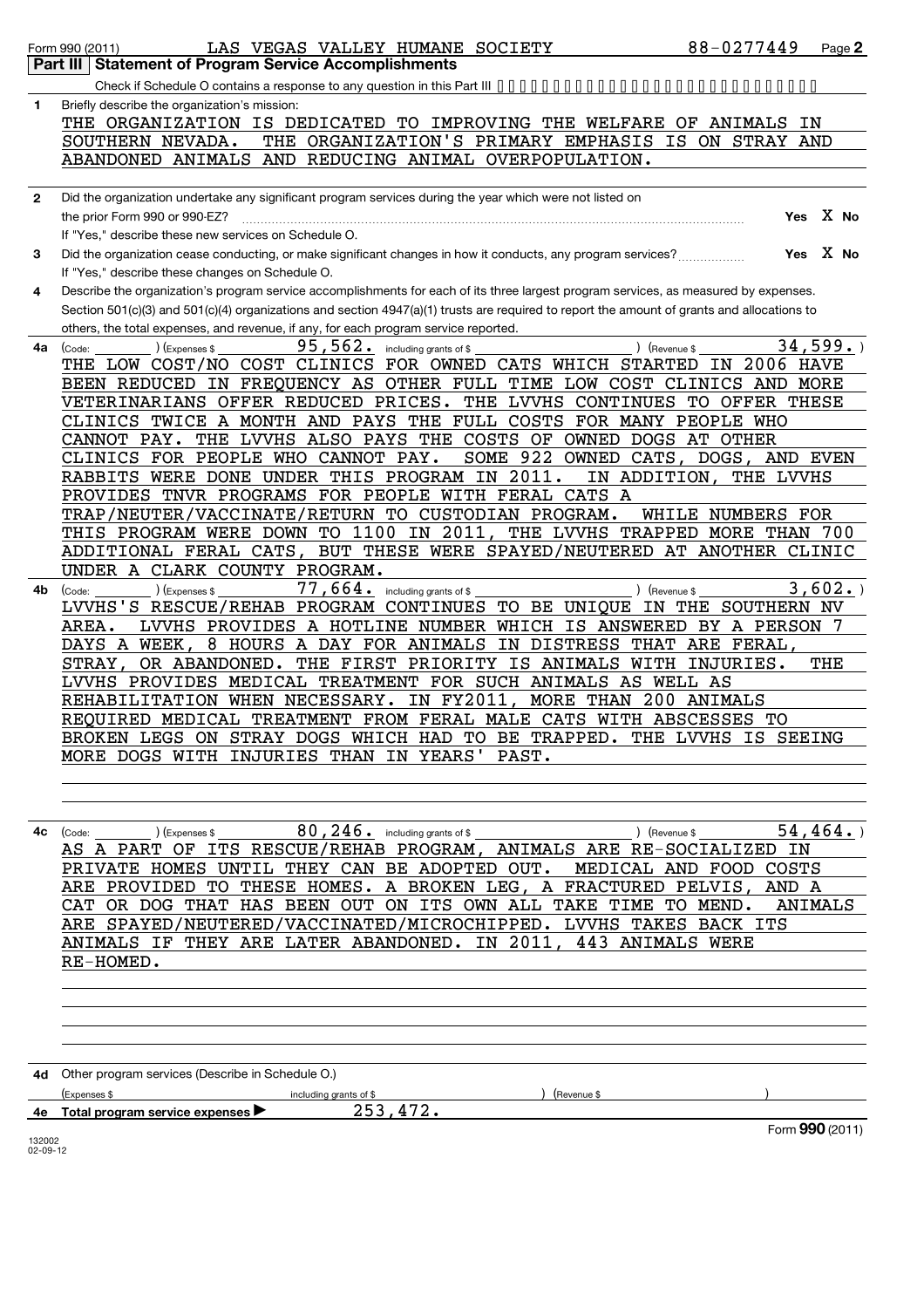Form 990 (2011) LAS VEGAS VALLEY HUMANE SOCIETY 88-0277449 Page **2**

**Part III | Statement of Program Service Accomplishments**

Check if Schedule O contains a response to any question in this Part III

**1** Briefly describe the organization's mission:

THE ORGANIZATION IS DEDICATED TO IMPROVING THE WELFARE OF ANIMALS IN SOUTHERN NEVADA. THE ORGANIZATION'S PRIMARY EMPHASIS IS ON STRAY AND ABANDONED ANIMALS AND REDUCING ANIMAL OVERPOPULATION.

**2** Did the organization undertake any significant program services during the year which were not listed on the prior Form 990 or 990-EZ? **Yes** X **No**

If "Yes," describe these new services on Schedule O.

**3** Did the organization cease conducting, or make significant changes in how it conducts, any program services? **Yes** X **No**

If "Yes," describe these changes on Schedule O.

**4** Describe the organization's program service accomplishments for each of its three largest program services, as measured by expenses. Section 501(c)(3) and 501(c)(4) organizations and section 4947(a)(1) trusts are required to report the amount of grants and allocations to others, the total expenses, and revenue, if any, for each program service reported.

**4a** (Code: ) (Expenses $ 95,562. including grants of $ ) (Revenue $ 34,599. )

THE LOW COST/NO COST CLINICS FOR OWNED CATS WHICH STARTED IN 2006 HAVE BEEN REDUCED IN FREQUENCY AS OTHER FULL TIME LOW COST CLINICS AND MORE VETERINARIANS OFFER REDUCED PRICES. THE LVVHS CONTINUES TO OFFER THESE CLINICS TWICE A MONTH AND PAYS THE FULL COSTS FOR MANY PEOPLE WHO CANNOT PAY. THE LVVHS ALSO PAYS THE COSTS OF OWNED DOGS AT OTHER CLINICS FOR PEOPLE WHO CANNOT PAY. SOME 922 OWNED CATS, DOGS, AND EVEN RABBITS WERE DONE UNDER THIS PROGRAM IN 2011. IN ADDITION, THE LVVHS PROVIDES TNVR PROGRAMS FOR PEOPLE WITH FERAL CATS A TRAP/NEUTER/VACCINATE/RETURN TO CUSTODIAN PROGRAM. WHILE NUMBERS FOR THIS PROGRAM WERE DOWN TO 1100 IN 2011, THE LVVHS TRAPPED MORE THAN 700 ADDITIONAL FERAL CATS, BUT THESE WERE SPAYED/NEUTERED AT ANOTHER CLINIC UNDER A CLARK COUNTY PROGRAM.

**4b** (Code: ) (Expenses $ 77,664. including grants of $ ) (Revenue $ 3,602. )

LVVHS'S RESCUE/REHAB PROGRAM CONTINUES TO BE UNIQUE IN THE SOUTHERN NV AREA. LVVHS PROVIDES A HOTLINE NUMBER WHICH IS ANSWERED BY A PERSON 7 DAYS A WEEK, 8 HOURS A DAY FOR ANIMALS IN DISTRESS THAT ARE FERAL, STRAY, OR ABANDONED. THE FIRST PRIORITY IS ANIMALS WITH INJURIES. THE LVVHS PROVIDES MEDICAL TREATMENT FOR SUCH ANIMALS AS WELL AS REHABILITATION WHEN NECESSARY. IN FY2011, MORE THAN 200 ANIMALS REQUIRED MEDICAL TREATMENT FROM FERAL MALE CATS WITH ABSCESSES TO BROKEN LEGS ON STRAY DOGS WHICH HAD TO BE TRAPPED. THE LVVHS IS SEEING MORE DOGS WITH INJURIES THAN IN YEARS' PAST.

**4c** (Code: ) (Expenses $ 80,246. including grants of $ ) (Revenue $ 54,464. )

AS A PART OF ITS RESCUE/REHAB PROGRAM, ANIMALS ARE RE-SOCIALIZED IN PRIVATE HOMES UNTIL THEY CAN BE ADOPTED OUT. MEDICAL AND FOOD COSTS ARE PROVIDED TO THESE HOMES. A BROKEN LEG, A FRACTURED PELVIS, AND A CAT OR DOG THAT HAS BEEN OUT ON ITS OWN ALL TAKE TIME TO MEND. ANIMALS ARE SPAYED/NEUTERED/VACCINATED/MICROCHIPPED. LVVHS TAKES BACK ITS ANIMALS IF THEY ARE LATER ABANDONED. IN 2011, 443 ANIMALS WERE RE-HOMED.

**4d** Other program services (Describe in Schedule O.)

(Expenses $ including grants of $ ) (Revenue $ )

**4e** **Total program service expenses** ▶ 253,472.

Form **990** (2011)

132002
02-09-12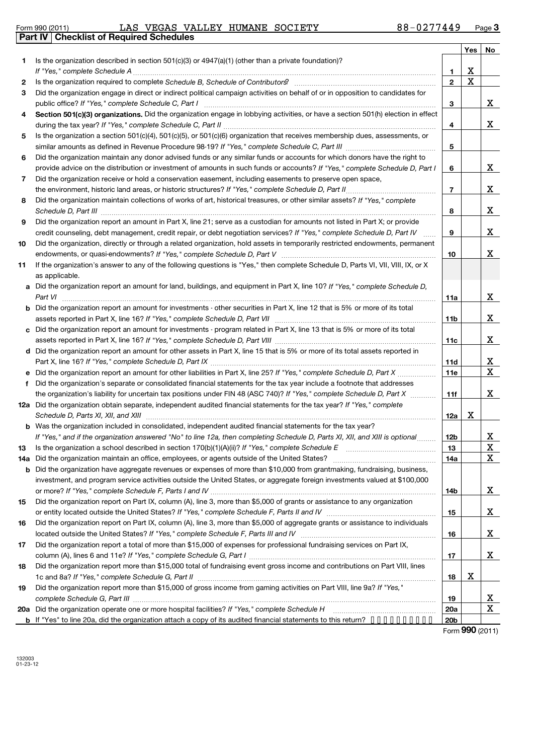Form 990 (2011) LAS VEGAS VALLEY HUMANE SOCIETY 88-0277449 Page **3**

**Part IV | Checklist of Required Schedules**

| | | | Yes | No |
|---|---|---|---|---|
| 1 | Is the organization described in section 501(c)(3) or 4947(a)(1) (other than a private foundation)? *If "Yes," complete Schedule A* | 1 | X | |
| 2 | Is the organization required to complete *Schedule B, Schedule of Contributors*? | 2 | X | |
| 3 | Did the organization engage in direct or indirect political campaign activities on behalf of or in opposition to candidates for public office? *If "Yes," complete Schedule C, Part I* | 3 | | X |
| 4 | **Section 501(c)(3) organizations.** Did the organization engage in lobbying activities, or have a section 501(h) election in effect during the tax year? *If "Yes," complete Schedule C, Part II* | 4 | | X |
| 5 | Is the organization a section 501(c)(4), 501(c)(5), or 501(c)(6) organization that receives membership dues, assessments, or similar amounts as defined in Revenue Procedure 98-19? *If "Yes," complete Schedule C, Part III* | 5 | | |
| 6 | Did the organization maintain any donor advised funds or any similar funds or accounts for which donors have the right to provide advice on the distribution or investment of amounts in such funds or accounts? *If "Yes," complete Schedule D, Part I* | 6 | | X |
| 7 | Did the organization receive or hold a conservation easement, including easements to preserve open space, the environment, historic land areas, or historic structures? *If "Yes," complete Schedule D, Part II* | 7 | | X |
| 8 | Did the organization maintain collections of works of art, historical treasures, or other similar assets? *If "Yes," complete Schedule D, Part III* | 8 | | X |
| 9 | Did the organization report an amount in Part X, line 21; serve as a custodian for amounts not listed in Part X; or provide credit counseling, debt management, credit repair, or debt negotiation services? *If "Yes," complete Schedule D, Part IV* | 9 | | X |
| 10 | Did the organization, directly or through a related organization, hold assets in temporarily restricted endowments, permanent endowments, or quasi-endowments? *If "Yes," complete Schedule D, Part V* | 10 | | X |
| 11 | If the organization's answer to any of the following questions is "Yes," then complete Schedule D, Parts VI, VII, VIII, IX, or X as applicable. | | | |
| a | Did the organization report an amount for land, buildings, and equipment in Part X, line 10? *If "Yes," complete Schedule D, Part VI* | 11a | | X |
| b | Did the organization report an amount for investments - other securities in Part X, line 12 that is 5% or more of its total assets reported in Part X, line 16? *If "Yes," complete Schedule D, Part VII* | 11b | | X |
| c | Did the organization report an amount for investments - program related in Part X, line 13 that is 5% or more of its total assets reported in Part X, line 16? *If "Yes," complete Schedule D, Part VIII* | 11c | | X |
| d | Did the organization report an amount for other assets in Part X, line 15 that is 5% or more of its total assets reported in Part X, line 16? *If "Yes," complete Schedule D, Part IX* | 11d | | X |
| e | Did the organization report an amount for other liabilities in Part X, line 25? *If "Yes," complete Schedule D, Part X* | 11e | | X |
| f | Did the organization's separate or consolidated financial statements for the tax year include a footnote that addresses the organization's liability for uncertain tax positions under FIN 48 (ASC 740)? *If "Yes," complete Schedule D, Part X* | 11f | | X |
| 12a | Did the organization obtain separate, independent audited financial statements for the tax year? *If "Yes," complete Schedule D, Parts XI, XII, and XIII* | 12a | X | |
| b | Was the organization included in consolidated, independent audited financial statements for the tax year? *If "Yes," and if the organization answered "No" to line 12a, then completing Schedule D, Parts XI, XII, and XIII is optional* | 12b | | X |
| 13 | Is the organization a school described in section 170(b)(1)(A)(ii)? *If "Yes," complete Schedule E* | 13 | | X |
| 14a | Did the organization maintain an office, employees, or agents outside of the United States? | 14a | | X |
| b | Did the organization have aggregate revenues or expenses of more than $10,000 from grantmaking, fundraising, business, investment, and program service activities outside the United States, or aggregate foreign investments valued at $100,000 or more? *If "Yes," complete Schedule F, Parts I and IV* | 14b | | X |
| 15 | Did the organization report on Part IX, column (A), line 3, more than $5,000 of grants or assistance to any organization or entity located outside the United States? *If "Yes," complete Schedule F, Parts II and IV* | 15 | | X |
| 16 | Did the organization report on Part IX, column (A), line 3, more than $5,000 of aggregate grants or assistance to individuals located outside the United States? *If "Yes," complete Schedule F, Parts III and IV* | 16 | | X |
| 17 | Did the organization report a total of more than $15,000 of expenses for professional fundraising services on Part IX, column (A), lines 6 and 11e? *If "Yes," complete Schedule G, Part I* | 17 | | X |
| 18 | Did the organization report more than $15,000 total of fundraising event gross income and contributions on Part VIII, lines 1c and 8a? *If "Yes," complete Schedule G, Part II* | 18 | X | |
| 19 | Did the organization report more than $15,000 of gross income from gaming activities on Part VIII, line 9a? *If "Yes," complete Schedule G, Part III* | 19 | | X |
| 20a | Did the organization operate one or more hospital facilities? *If "Yes," complete Schedule H* | 20a | | X |
| b | If "Yes" to line 20a, did the organization attach a copy of its audited financial statements to this return? | 20b | | |

Form **990** (2011)

132003
01-23-12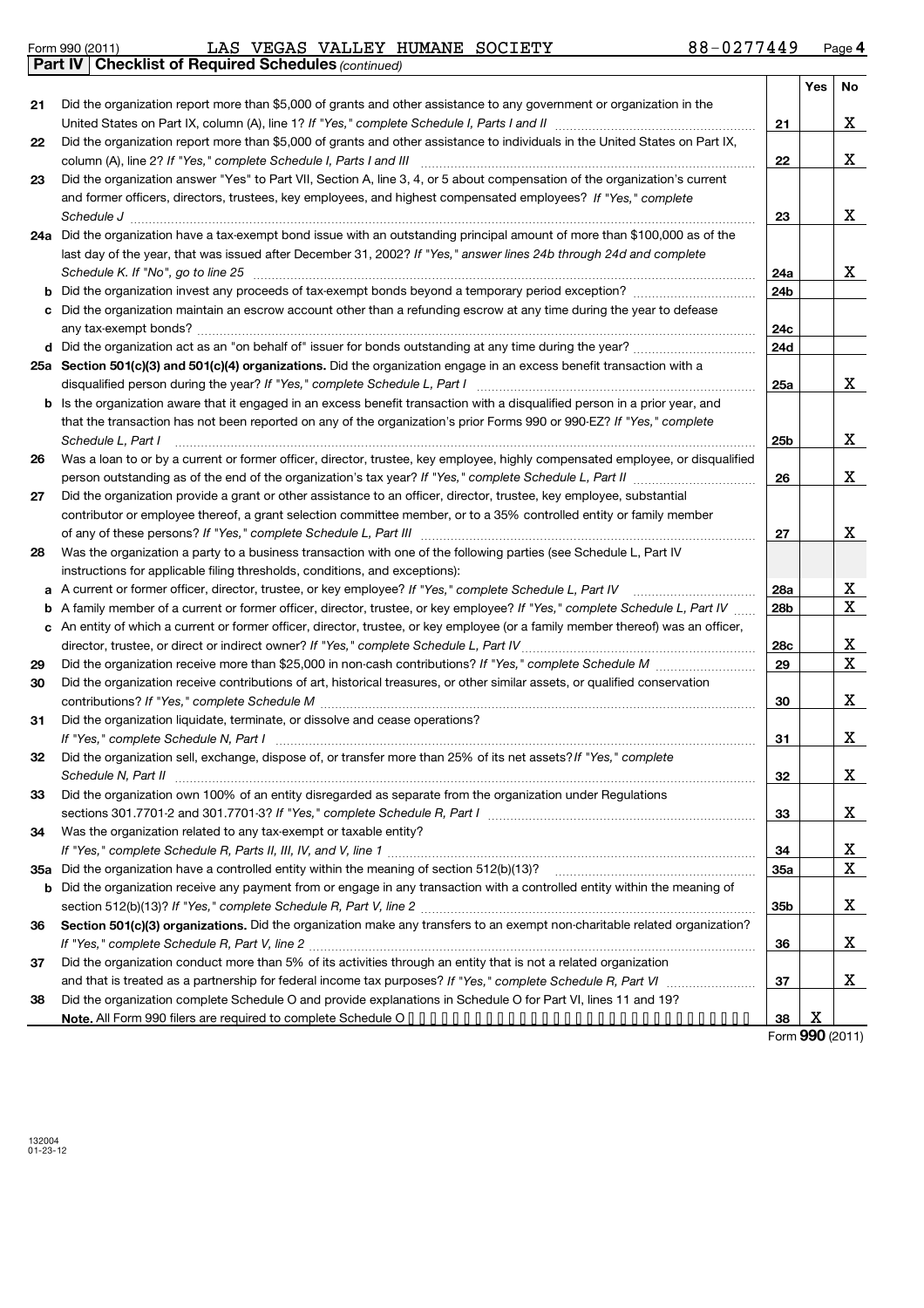Form 990 (2011) LAS VEGAS VALLEY HUMANE SOCIETY 88-0277449 Page **4**

**Part IV | Checklist of Required Schedules** *(continued)*

| | | | Yes | No |
|---|---|---|---|---|
| **21** | Did the organization report more than $5,000 of grants and other assistance to any government or organization in the United States on Part IX, column (A), line 1? *If "Yes," complete Schedule I, Parts I and II* | 21 | | X |
| **22** | Did the organization report more than $5,000 of grants and other assistance to individuals in the United States on Part IX, column (A), line 2? *If "Yes," complete Schedule I, Parts I and III* | 22 | | X |
| **23** | Did the organization answer "Yes" to Part VII, Section A, line 3, 4, or 5 about compensation of the organization's current and former officers, directors, trustees, key employees, and highest compensated employees? *If "Yes," complete Schedule J* | 23 | | X |
| **24a** | Did the organization have a tax-exempt bond issue with an outstanding principal amount of more than $100,000 as of the last day of the year, that was issued after December 31, 2002? *If "Yes," answer lines 24b through 24d and complete Schedule K. If "No", go to line 25* | 24a | | X |
| **b** | Did the organization invest any proceeds of tax-exempt bonds beyond a temporary period exception? | 24b | | |
| **c** | Did the organization maintain an escrow account other than a refunding escrow at any time during the year to defease any tax-exempt bonds? | 24c | | |
| **d** | Did the organization act as an "on behalf of" issuer for bonds outstanding at any time during the year? | 24d | | |
| **25a** | **Section 501(c)(3) and 501(c)(4) organizations.** Did the organization engage in an excess benefit transaction with a disqualified person during the year? *If "Yes," complete Schedule L, Part I* | 25a | | X |
| **b** | Is the organization aware that it engaged in an excess benefit transaction with a disqualified person in a prior year, and that the transaction has not been reported on any of the organization's prior Forms 990 or 990-EZ? *If "Yes," complete Schedule L, Part I* | 25b | | X |
| **26** | Was a loan to or by a current or former officer, director, trustee, key employee, highly compensated employee, or disqualified person outstanding as of the end of the organization's tax year? *If "Yes," complete Schedule L, Part II* | 26 | | X |
| **27** | Did the organization provide a grant or other assistance to an officer, director, trustee, key employee, substantial contributor or employee thereof, a grant selection committee member, or to a 35% controlled entity or family member of any of these persons? *If "Yes," complete Schedule L, Part III* | 27 | | X |
| **28** | Was the organization a party to a business transaction with one of the following parties (see Schedule L, Part IV instructions for applicable filing thresholds, conditions, and exceptions): | | | |
| **a** | A current or former officer, director, trustee, or key employee? *If "Yes," complete Schedule L, Part IV* | 28a | | X |
| **b** | A family member of a current or former officer, director, trustee, or key employee? *If "Yes," complete Schedule L, Part IV* | 28b | | X |
| **c** | An entity of which a current or former officer, director, trustee, or key employee (or a family member thereof) was an officer, director, trustee, or direct or indirect owner? *If "Yes," complete Schedule L, Part IV* | 28c | | X |
| **29** | Did the organization receive more than $25,000 in non-cash contributions? *If "Yes," complete Schedule M* | 29 | | X |
| **30** | Did the organization receive contributions of art, historical treasures, or other similar assets, or qualified conservation contributions? *If "Yes," complete Schedule M* | 30 | | X |
| **31** | Did the organization liquidate, terminate, or dissolve and cease operations? *If "Yes," complete Schedule N, Part I* | 31 | | X |
| **32** | Did the organization sell, exchange, dispose of, or transfer more than 25% of its net assets? *If "Yes," complete Schedule N, Part II* | 32 | | X |
| **33** | Did the organization own 100% of an entity disregarded as separate from the organization under Regulations sections 301.7701-2 and 301.7701-3? *If "Yes," complete Schedule R, Part I* | 33 | | X |
| **34** | Was the organization related to any tax-exempt or taxable entity? *If "Yes," complete Schedule R, Parts II, III, IV, and V, line 1* | 34 | | X |
| **35a** | Did the organization have a controlled entity within the meaning of section 512(b)(13)? | 35a | | X |
| **b** | Did the organization receive any payment from or engage in any transaction with a controlled entity within the meaning of section 512(b)(13)? *If "Yes," complete Schedule R, Part V, line 2* | 35b | | X |
| **36** | **Section 501(c)(3) organizations.** Did the organization make any transfers to an exempt non-charitable related organization? *If "Yes," complete Schedule R, Part V, line 2* | 36 | | X |
| **37** | Did the organization conduct more than 5% of its activities through an entity that is not a related organization and that is treated as a partnership for federal income tax purposes? *If "Yes," complete Schedule R, Part VI* | 37 | | X |
| **38** | Did the organization complete Schedule O and provide explanations in Schedule O for Part VI, lines 11 and 19? **Note.** All Form 990 filers are required to complete Schedule O | 38 | X | |

Form **990** (2011)

132004
01-23-12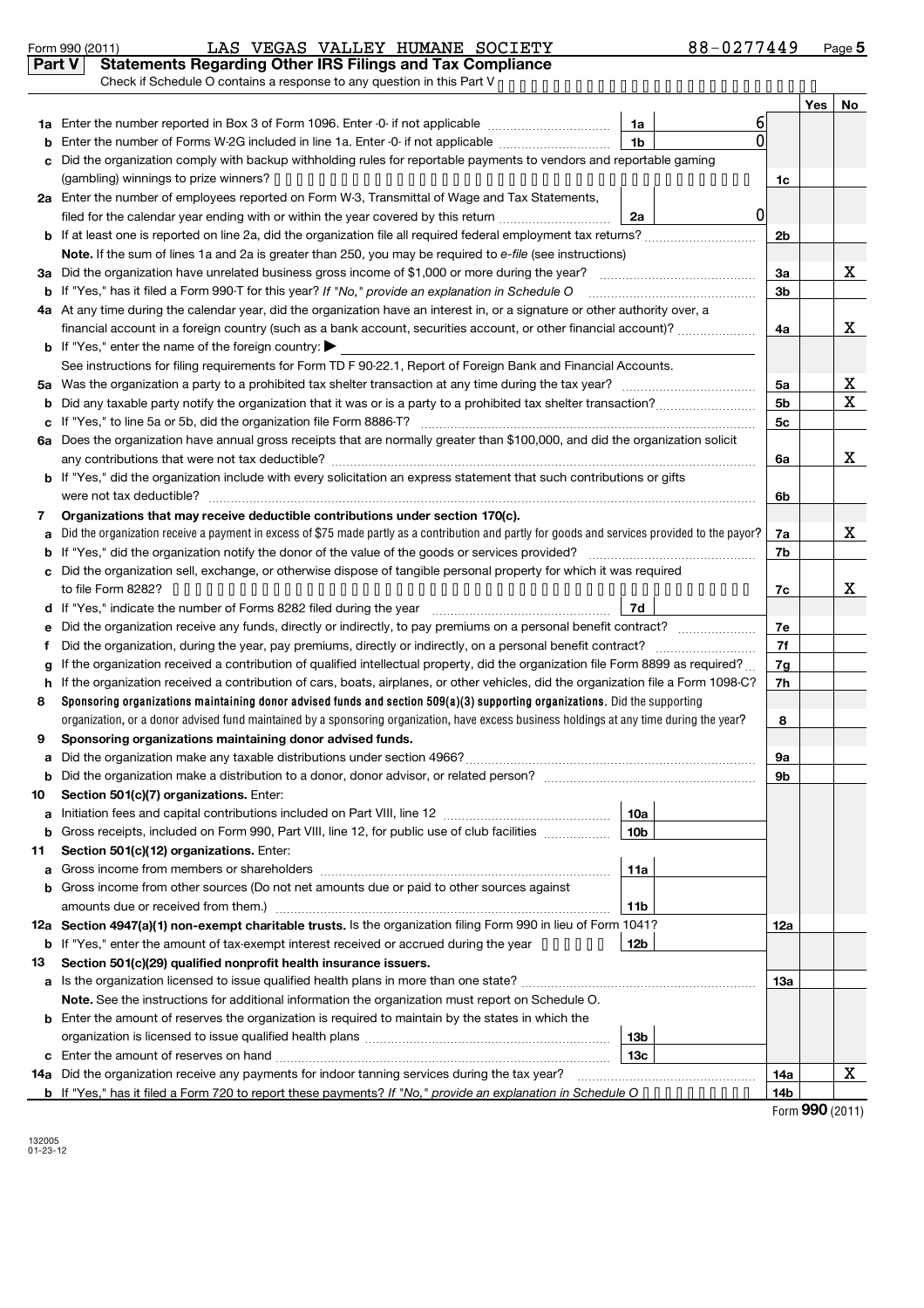Form 990 (2011) LAS VEGAS VALLEY HUMANE SOCIETY 88-0277449 Page **5**

## Part V Statements Regarding Other IRS Filings and Tax Compliance

Check if Schedule O contains a response to any question in this Part V

| | | | | | Yes | No |
|---|---|---|---|---|---|---|
| **1a** | Enter the number reported in Box 3 of Form 1096. Enter -0- if not applicable | 1a | 6 | | | |
| **b** | Enter the number of Forms W-2G included in line 1a. Enter -0- if not applicable | 1b | 0 | | | |
| **c** | Did the organization comply with backup withholding rules for reportable payments to vendors and reportable gaming (gambling) winnings to prize winners? | | | 1c | | |
| **2a** | Enter the number of employees reported on Form W-3, Transmittal of Wage and Tax Statements, filed for the calendar year ending with or within the year covered by this return | 2a | 0 | | | |
| **b** | If at least one is reported on line 2a, did the organization file all required federal employment tax returns? | | | 2b | | |
| | **Note.** If the sum of lines 1a and 2a is greater than 250, you may be required to *e-file* (see instructions) | | | | | |
| **3a** | Did the organization have unrelated business gross income of $1,000 or more during the year? | | | 3a | | X |
| **b** | If "Yes," has it filed a Form 990-T for this year? *If "No," provide an explanation in Schedule O* | | | 3b | | |
| **4a** | At any time during the calendar year, did the organization have an interest in, or a signature or other authority over, a financial account in a foreign country (such as a bank account, securities account, or other financial account)? | | | 4a | | X |
| **b** | If "Yes," enter the name of the foreign country: ▶ | | | | | |
| | See instructions for filing requirements for Form TD F 90-22.1, Report of Foreign Bank and Financial Accounts. | | | | | |
| **5a** | Was the organization a party to a prohibited tax shelter transaction at any time during the tax year? | | | 5a | | X |
| **b** | Did any taxable party notify the organization that it was or is a party to a prohibited tax shelter transaction? | | | 5b | | X |
| **c** | If "Yes," to line 5a or 5b, did the organization file Form 8886-T? | | | 5c | | |
| **6a** | Does the organization have annual gross receipts that are normally greater than $100,000, and did the organization solicit any contributions that were not tax deductible? | | | 6a | | X |
| **b** | If "Yes," did the organization include with every solicitation an express statement that such contributions or gifts were not tax deductible? | | | 6b | | |
| **7** | **Organizations that may receive deductible contributions under section 170(c).** | | | | | |
| **a** | Did the organization receive a payment in excess of $75 made partly as a contribution and partly for goods and services provided to the payor? | | | 7a | | X |
| **b** | If "Yes," did the organization notify the donor of the value of the goods or services provided? | | | 7b | | |
| **c** | Did the organization sell, exchange, or otherwise dispose of tangible personal property for which it was required to file Form 8282? | | | 7c | | X |
| **d** | If "Yes," indicate the number of Forms 8282 filed during the year | 7d | | | | |
| **e** | Did the organization receive any funds, directly or indirectly, to pay premiums on a personal benefit contract? | | | 7e | | |
| **f** | Did the organization, during the year, pay premiums, directly or indirectly, on a personal benefit contract? | | | 7f | | |
| **g** | If the organization received a contribution of qualified intellectual property, did the organization file Form 8899 as required? | | | 7g | | |
| **h** | If the organization received a contribution of cars, boats, airplanes, or other vehicles, did the organization file a Form 1098-C? | | | 7h | | |
| **8** | **Sponsoring organizations maintaining donor advised funds and section 509(a)(3) supporting organizations.** Did the supporting organization, or a donor advised fund maintained by a sponsoring organization, have excess business holdings at any time during the year? | | | 8 | | |
| **9** | **Sponsoring organizations maintaining donor advised funds.** | | | | | |
| **a** | Did the organization make any taxable distributions under section 4966? | | | 9a | | |
| **b** | Did the organization make a distribution to a donor, donor advisor, or related person? | | | 9b | | |
| **10** | **Section 501(c)(7) organizations.** Enter: | | | | | |
| **a** | Initiation fees and capital contributions included on Part VIII, line 12 | 10a | | | | |
| **b** | Gross receipts, included on Form 990, Part VIII, line 12, for public use of club facilities | 10b | | | | |
| **11** | **Section 501(c)(12) organizations.** Enter: | | | | | |
| **a** | Gross income from members or shareholders | 11a | | | | |
| **b** | Gross income from other sources (Do not net amounts due or paid to other sources against amounts due or received from them.) | 11b | | | | |
| **12a** | **Section 4947(a)(1) non-exempt charitable trusts.** Is the organization filing Form 990 in lieu of Form 1041? | | | 12a | | |
| **b** | If "Yes," enter the amount of tax-exempt interest received or accrued during the year | 12b | | | | |
| **13** | **Section 501(c)(29) qualified nonprofit health insurance issuers.** | | | | | |
| **a** | Is the organization licensed to issue qualified health plans in more than one state? | | | 13a | | |
| | **Note.** See the instructions for additional information the organization must report on Schedule O. | | | | | |
| **b** | Enter the amount of reserves the organization is required to maintain by the states in which the organization is licensed to issue qualified health plans | 13b | | | | |
| **c** | Enter the amount of reserves on hand | 13c | | | | |
| **14a** | Did the organization receive any payments for indoor tanning services during the tax year? | | | 14a | | X |
| **b** | If "Yes," has it filed a Form 720 to report these payments? *If "No," provide an explanation in Schedule O* | | | 14b | | |

Form **990** (2011)

132005
01-23-12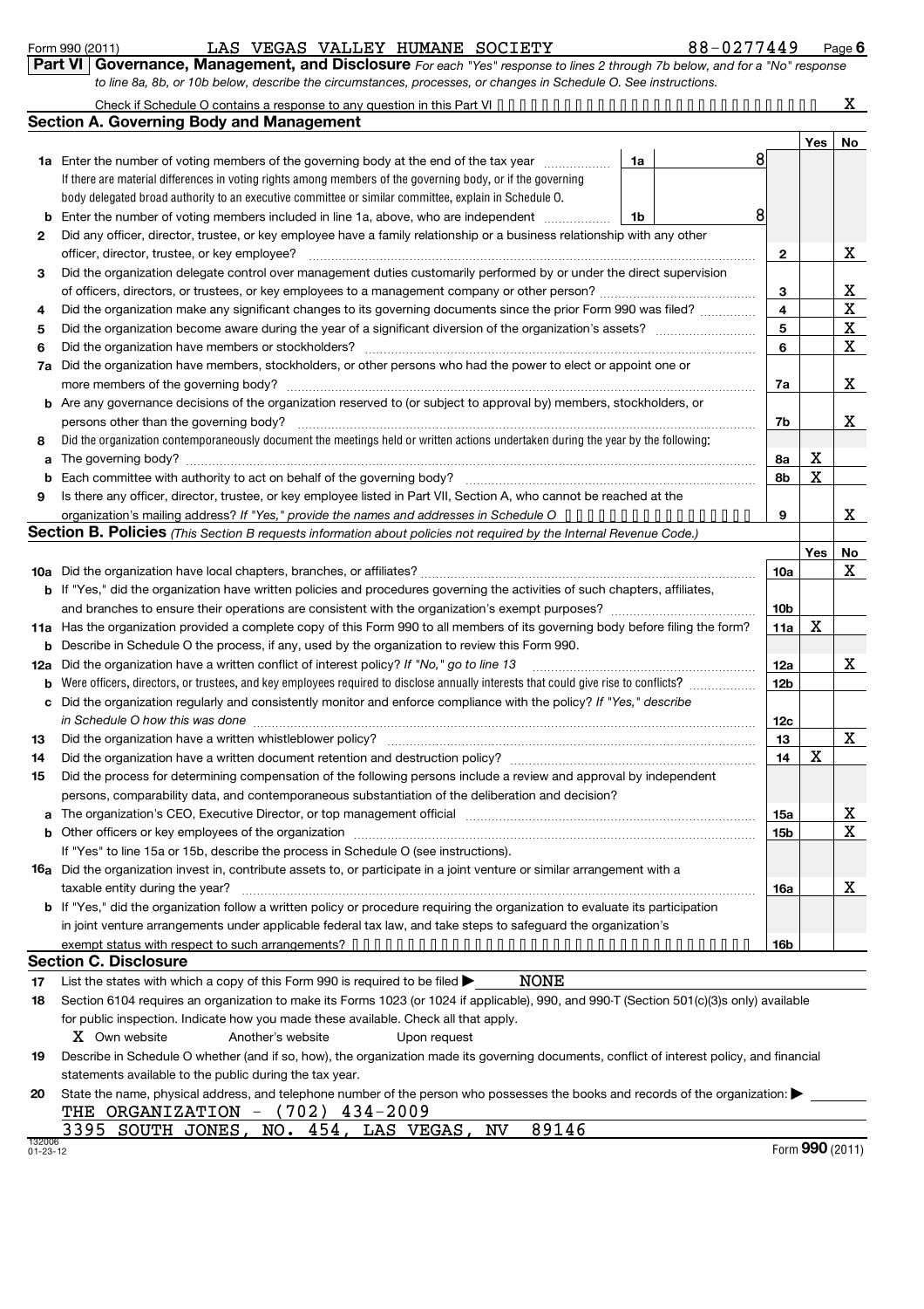Form 990 (2011) LAS VEGAS VALLEY HUMANE SOCIETY 88-0277449 Page **6**

**Part VI | Governance, Management, and Disclosure** *For each "Yes" response to lines 2 through 7b below, and for a "No" response to line 8a, 8b, or 10b below, describe the circumstances, processes, or changes in Schedule O. See instructions.*

Check if Schedule O contains a response to any question in this Part VI ..... X

## Section A. Governing Body and Management

| | | | | | Yes | No |
|---|---|---|---|---|---|---|
| **1a** | Enter the number of voting members of the governing body at the end of the tax year. If there are material differences in voting rights among members of the governing body, or if the governing body delegated broad authority to an executive committee or similar committee, explain in Schedule O. | 1a | 8 | | | |
| **b** | Enter the number of voting members included in line 1a, above, who are independent | 1b | 8 | | | |
| **2** | Did any officer, director, trustee, or key employee have a family relationship or a business relationship with any other officer, director, trustee, or key employee? | | | 2 | | X |
| **3** | Did the organization delegate control over management duties customarily performed by or under the direct supervision of officers, directors, or trustees, or key employees to a management company or other person? | | | 3 | | X |
| **4** | Did the organization make any significant changes to its governing documents since the prior Form 990 was filed? | | | 4 | | X |
| **5** | Did the organization become aware during the year of a significant diversion of the organization's assets? | | | 5 | | X |
| **6** | Did the organization have members or stockholders? | | | 6 | | X |
| **7a** | Did the organization have members, stockholders, or other persons who had the power to elect or appoint one or more members of the governing body? | | | 7a | | X |
| **b** | Are any governance decisions of the organization reserved to (or subject to approval by) members, stockholders, or persons other than the governing body? | | | 7b | | X |
| **8** | Did the organization contemporaneously document the meetings held or written actions undertaken during the year by the following: | | | | | |
| **a** | The governing body? | | | 8a | X | |
| **b** | Each committee with authority to act on behalf of the governing body? | | | 8b | X | |
| **9** | Is there any officer, director, trustee, or key employee listed in Part VII, Section A, who cannot be reached at the organization's mailing address? *If "Yes," provide the names and addresses in Schedule O* | | | 9 | | X |

## Section B. Policies *(This Section B requests information about policies not required by the Internal Revenue Code.)*

| | | | Yes | No |
|---|---|---|---|---|
| **10a** | Did the organization have local chapters, branches, or affiliates? | 10a | | X |
| **b** | If "Yes," did the organization have written policies and procedures governing the activities of such chapters, affiliates, and branches to ensure their operations are consistent with the organization's exempt purposes? | 10b | | |
| **11a** | Has the organization provided a complete copy of this Form 990 to all members of its governing body before filing the form? | 11a | X | |
| **b** | Describe in Schedule O the process, if any, used by the organization to review this Form 990. | | | |
| **12a** | Did the organization have a written conflict of interest policy? *If "No," go to line 13* | 12a | | X |
| **b** | Were officers, directors, or trustees, and key employees required to disclose annually interests that could give rise to conflicts? | 12b | | |
| **c** | Did the organization regularly and consistently monitor and enforce compliance with the policy? *If "Yes," describe in Schedule O how this was done* | 12c | | |
| **13** | Did the organization have a written whistleblower policy? | 13 | | X |
| **14** | Did the organization have a written document retention and destruction policy? | 14 | X | |
| **15** | Did the process for determining compensation of the following persons include a review and approval by independent persons, comparability data, and contemporaneous substantiation of the deliberation and decision? | | | |
| **a** | The organization's CEO, Executive Director, or top management official | 15a | | X |
| **b** | Other officers or key employees of the organization | 15b | | X |
| | If "Yes" to line 15a or 15b, describe the process in Schedule O (see instructions). | | | |
| **16a** | Did the organization invest in, contribute assets to, or participate in a joint venture or similar arrangement with a taxable entity during the year? | 16a | | X |
| **b** | If "Yes," did the organization follow a written policy or procedure requiring the organization to evaluate its participation in joint venture arrangements under applicable federal tax law, and take steps to safeguard the organization's exempt status with respect to such arrangements? | 16b | | |

## Section C. Disclosure

**17** List the states with which a copy of this Form 990 is required to be filed ▶ NONE

**18** Section 6104 requires an organization to make its Forms 1023 (or 1024 if applicable), 990, and 990-T (Section 501(c)(3)s only) available for public inspection. Indicate how you made these available. Check all that apply.

X Own website &nbsp;&nbsp; Another's website &nbsp;&nbsp; Upon request

**19** Describe in Schedule O whether (and if so, how), the organization made its governing documents, conflict of interest policy, and financial statements available to the public during the tax year.

**20** State the name, physical address, and telephone number of the person who possesses the books and records of the organization: ▶

THE ORGANIZATION - (702) 434-2009

3395 SOUTH JONES, NO. 454, LAS VEGAS, NV 89146

132006 01-23-12 Form **990** (2011)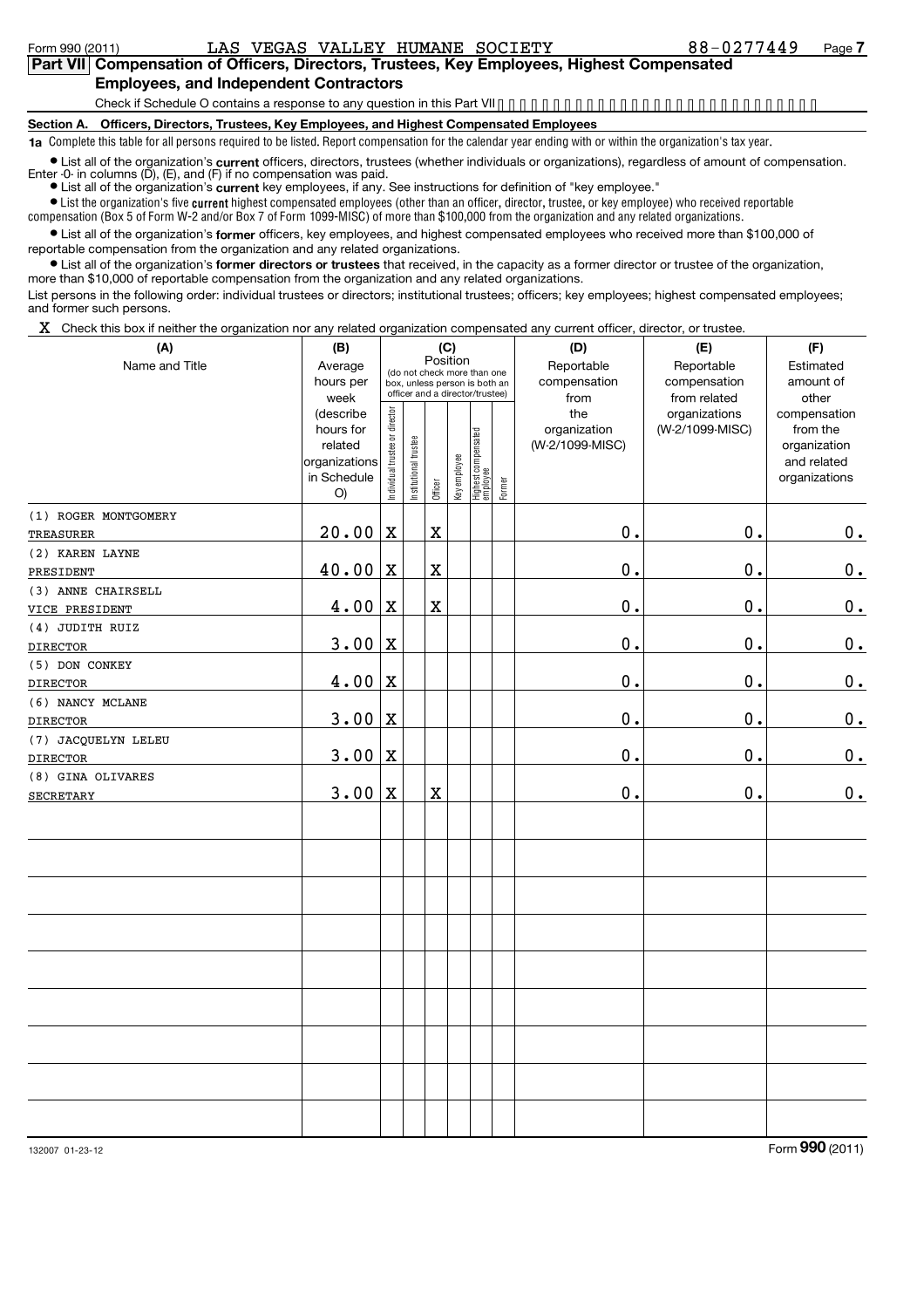Form 990 (2011) LAS VEGAS VALLEY HUMANE SOCIETY 88-0277449 Page **7**

## Part VII Compensation of Officers, Directors, Trustees, Key Employees, Highest Compensated Employees, and Independent Contractors

Check if Schedule O contains a response to any question in this Part VII

### Section A. Officers, Directors, Trustees, Key Employees, and Highest Compensated Employees

**1a** Complete this table for all persons required to be listed. Report compensation for the calendar year ending with or within the organization's tax year.

- List all of the organization's **current** officers, directors, trustees (whether individuals or organizations), regardless of amount of compensation. Enter -0- in columns (D), (E), and (F) if no compensation was paid.
- List all of the organization's **current** key employees, if any. See instructions for definition of "key employee."
- List the organization's five **current** highest compensated employees (other than an officer, director, trustee, or key employee) who received reportable compensation (Box 5 of Form W-2 and/or Box 7 of Form 1099-MISC) of more than $100,000 from the organization and any related organizations.
- List all of the organization's **former** officers, key employees, and highest compensated employees who received more than $100,000 of reportable compensation from the organization and any related organizations.
- List all of the organization's **former directors or trustees** that received, in the capacity as a former director or trustee of the organization, more than $10,000 of reportable compensation from the organization and any related organizations.

List persons in the following order: individual trustees or directors; institutional trustees; officers; key employees; highest compensated employees; and former such persons.

X Check this box if neither the organization nor any related organization compensated any current officer, director, or trustee.

| (A) Name and Title | (B) Average hours per week (describe hours for related organizations in Schedule O) | (C) Position: Individual trustee or director | Institutional trustee | Officer | Key employee | Highest compensated employee | Former | (D) Reportable compensation from the organization (W-2/1099-MISC) | (E) Reportable compensation from related organizations (W-2/1099-MISC) | (F) Estimated amount of other compensation from the organization and related organizations |
|---|---|---|---|---|---|---|---|---|---|---|
| (1) ROGER MONTGOMERY TREASURER | 20.00 | X | | X | | | | 0. | 0. | 0. |
| (2) KAREN LAYNE PRESIDENT | 40.00 | X | | X | | | | 0. | 0. | 0. |
| (3) ANNE CHAIRSELL VICE PRESIDENT | 4.00 | X | | X | | | | 0. | 0. | 0. |
| (4) JUDITH RUIZ DIRECTOR | 3.00 | X | | | | | | 0. | 0. | 0. |
| (5) DON CONKEY DIRECTOR | 4.00 | X | | | | | | 0. | 0. | 0. |
| (6) NANCY MCLANE DIRECTOR | 3.00 | X | | | | | | 0. | 0. | 0. |
| (7) JACQUELYN LELEU DIRECTOR | 3.00 | X | | | | | | 0. | 0. | 0. |
| (8) GINA OLIVARES SECRETARY | 3.00 | X | | X | | | | 0. | 0. | 0. |

132007 01-23-12

Form **990** (2011)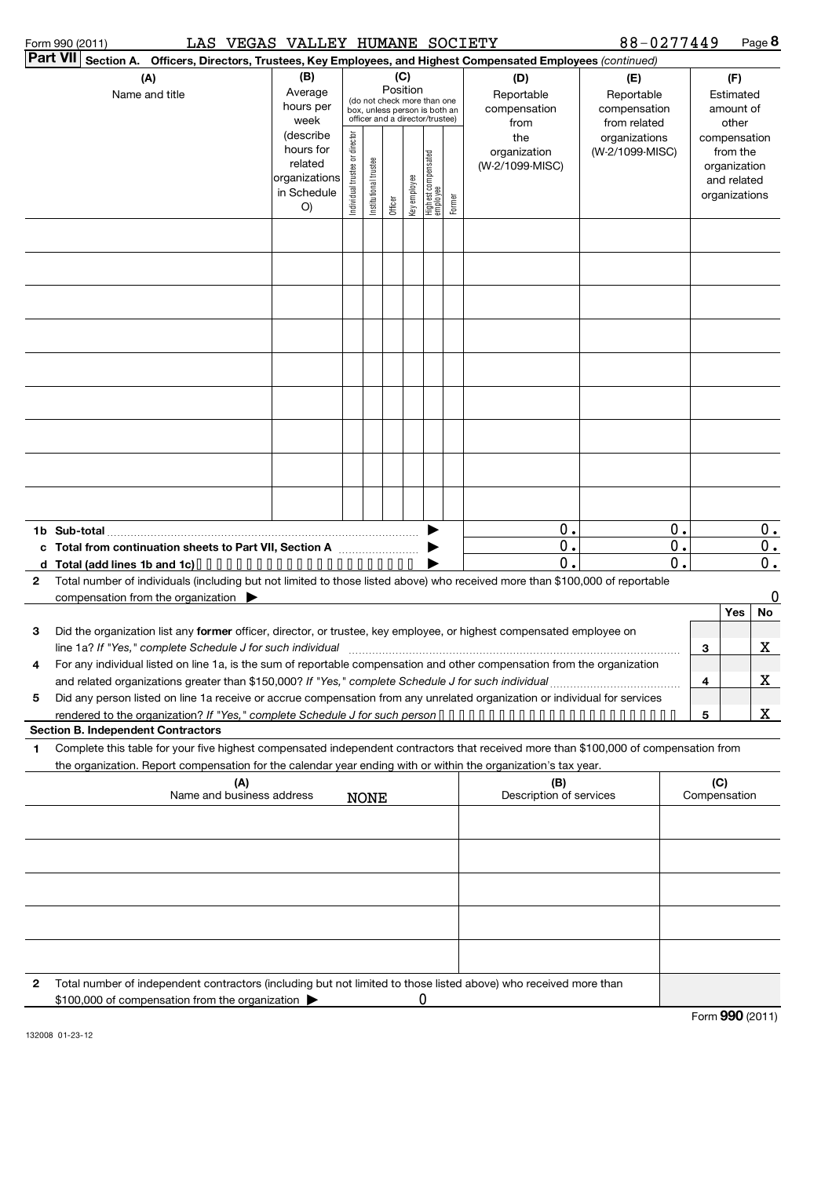Form 990 (2011) LAS VEGAS VALLEY HUMANE SOCIETY 88-0277449 Page **8**

**Part VII Section A. Officers, Directors, Trustees, Key Employees, and Highest Compensated Employees** *(continued)*

| (A) Name and title | (B) Average hours per week (describe hours for related organizations in Schedule O) | (C) Position (do not check more than one box, unless person is both an officer and a director/trustee) | | | | | | (D) Reportable compensation from the organization (W-2/1099-MISC) | (E) Reportable compensation from related organizations (W-2/1099-MISC) | (F) Estimated amount of other compensation from the organization and related organizations |
|---|---|---|---|---|---|---|---|---|---|---|
| | | Individual trustee or director | Institutional trustee | Officer | Key employee | Highest compensated employee | Former | | | |
| | | | | | | | | | | |
| | | | | | | | | | | |
| | | | | | | | | | | |
| | | | | | | | | | | |
| | | | | | | | | | | |
| | | | | | | | | | | |
| | | | | | | | | | | |
| | | | | | | | | | | |
| | | | | | | | | | | |
| **1b Sub-total** | | | | | | | ▶ | 0. | 0. | 0. |
| **c Total from continuation sheets to Part VII, Section A** | | | | | | | ▶ | 0. | 0. | 0. |
| **d Total (add lines 1b and 1c)** | | | | | | | ▶ | 0. | 0. | 0. |

**2** Total number of individuals (including but not limited to those listed above) who received more than $100,000 of reportable compensation from the organization ▶ 0

| | | | Yes | No |
|---|---|---|---|---|
| **3** | Did the organization list any **former** officer, director, or trustee, key employee, or highest compensated employee on line 1a? *If "Yes," complete Schedule J for such individual* | 3 | | X |
| **4** | For any individual listed on line 1a, is the sum of reportable compensation and other compensation from the organization and related organizations greater than $150,000? *If "Yes," complete Schedule J for such individual* | 4 | | X |
| **5** | Did any person listed on line 1a receive or accrue compensation from any unrelated organization or individual for services rendered to the organization? *If "Yes," complete Schedule J for such person* | 5 | | X |

**Section B. Independent Contractors**

**1** Complete this table for your five highest compensated independent contractors that received more than $100,000 of compensation from the organization. Report compensation for the calendar year ending with or within the organization's tax year.

| (A) Name and business address | (B) Description of services | (C) Compensation |
|---|---|---|
| NONE | | |
| | | |
| | | |
| | | |
| | | |

**2** Total number of independent contractors (including but not limited to those listed above) who received more than $100,000 of compensation from the organization ▶ 0

Form **990** (2011)

132008 01-23-12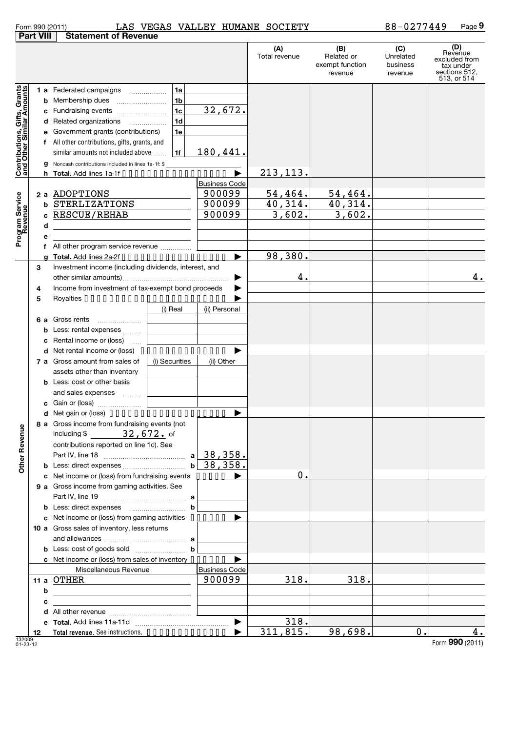Form 990 (2011) LAS VEGAS VALLEY HUMANE SOCIETY 88-0277449 Page 9

## Part VIII Statement of Revenue

| | | | (A) Total revenue | (B) Related or exempt function revenue | (C) Unrelated business revenue | (D) Revenue excluded from tax under sections 512, 513, or 514 |
|---|---|---|---|---|---|---|
| **Contributions, Gifts, Grants and Other Similar Amounts** | | | | | | |
| 1 a Federated campaigns | 1a | | | | | |
| b Membership dues | 1b | | | | | |
| c Fundraising events | 1c | 32,672. | | | | |
| d Related organizations | 1d | | | | | |
| e Government grants (contributions) | 1e | | | | | |
| f All other contributions, gifts, grants, and similar amounts not included above | 1f | 180,441. | | | | |
| g Noncash contributions included in lines 1a-1f: $ | | | | | | |
| h **Total.** Add lines 1a-1f | | ▶ | 213,113. | | | |
| **Program Service Revenue** | | Business Code | | | | |
| 2 a ADOPTIONS | | 900099 | 54,464. | 54,464. | | |
| b STERLIZATIONS | | 900099 | 40,314. | 40,314. | | |
| c RESCUE/REHAB | | 900099 | 3,602. | 3,602. | | |
| d | | | | | | |
| e | | | | | | |
| f All other program service revenue | | | | | | |
| g **Total.** Add lines 2a-2f | | ▶ | 98,380. | | | |
| 3 Investment income (including dividends, interest, and other similar amounts) | | ▶ | 4. | | | 4. |
| 4 Income from investment of tax-exempt bond proceeds | | ▶ | | | | |
| 5 Royalties | | ▶ | | | | |
| | (i) Real | (ii) Personal | | | | |
| 6 a Gross rents | | | | | | |
| b Less: rental expenses | | | | | | |
| c Rental income or (loss) | | | | | | |
| d Net rental income or (loss) | | ▶ | | | | |
| 7 a Gross amount from sales of assets other than inventory | (i) Securities | (ii) Other | | | | |
| b Less: cost or other basis and sales expenses | | | | | | |
| c Gain or (loss) | | | | | | |
| d Net gain or (loss) | | ▶ | | | | |
| **Other Revenue** | | | | | | |
| 8 a Gross income from fundraising events (not including $ 32,672. of contributions reported on line 1c). See Part IV, line 18 | a | 38,358. | | | | |
| b Less: direct expenses | b | 38,358. | | | | |
| c Net income or (loss) from fundraising events | | ▶ | 0. | | | |
| 9 a Gross income from gaming activities. See Part IV, line 19 | a | | | | | |
| b Less: direct expenses | b | | | | | |
| c Net income or (loss) from gaming activities | | ▶ | | | | |
| 10 a Gross sales of inventory, less returns and allowances | a | | | | | |
| b Less: cost of goods sold | b | | | | | |
| c Net income or (loss) from sales of inventory | | ▶ | | | | |
| Miscellaneous Revenue | | Business Code | | | | |
| 11 a OTHER | | 900099 | 318. | 318. | | |
| b | | | | | | |
| c | | | | | | |
| d All other revenue | | | | | | |
| e **Total.** Add lines 11a-11d | | ▶ | 318. | | | |
| 12 **Total revenue.** See instructions. | | ▶ | 311,815. | 98,698. | 0. | 4. |

132009 01-23-12

Form **990** (2011)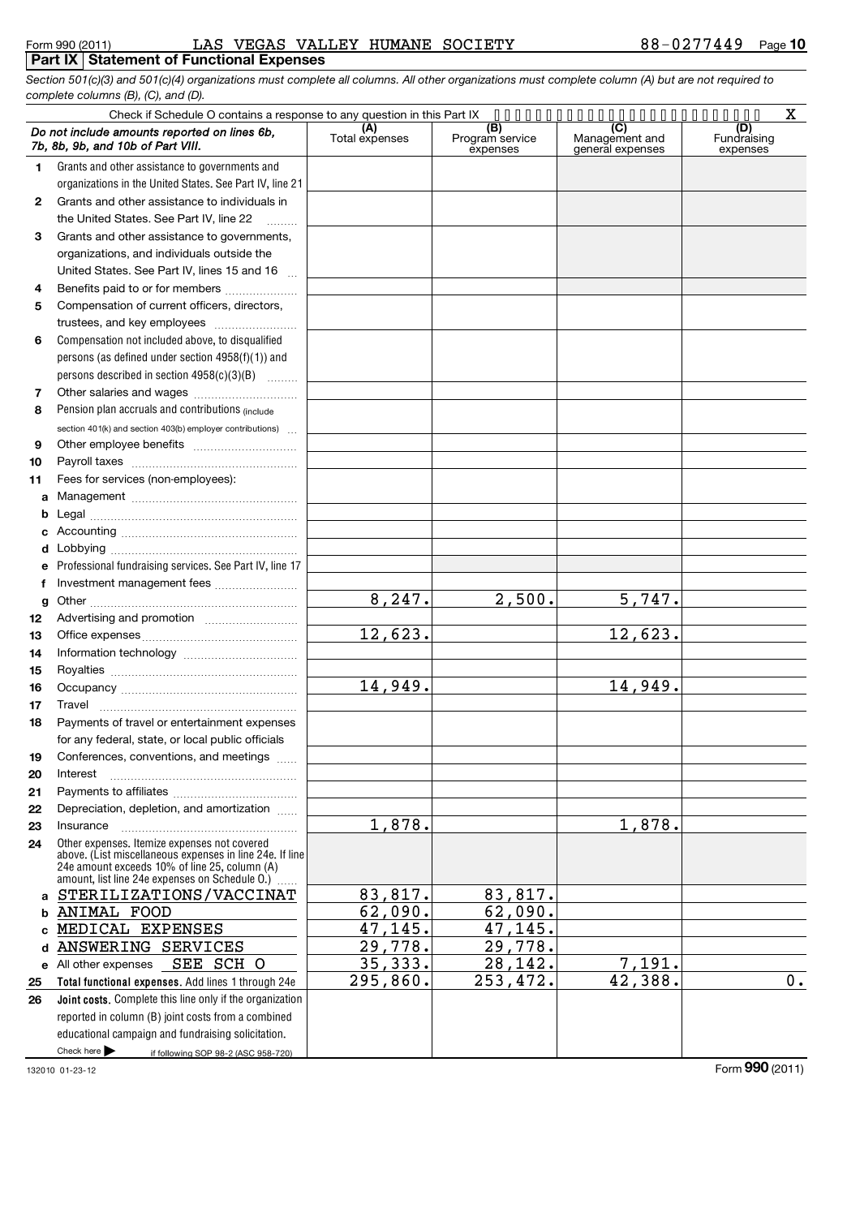Form 990 (2011) LAS VEGAS VALLEY HUMANE SOCIETY 88-0277449

## Part IX Statement of Functional Expenses

*Section 501(c)(3) and 501(c)(4) organizations must complete all columns. All other organizations must complete column (A) but are not required to complete columns (B), (C), and (D).*

Check if Schedule O contains a response to any question in this Part IX .......... X

| *Do not include amounts reported on lines 6b, 7b, 8b, 9b, and 10b of Part VIII.* | (A) Total expenses | (B) Program service expenses | (C) Management and general expenses | (D) Fundraising expenses |
|---|---|---|---|---|
| 1 Grants and other assistance to governments and organizations in the United States. See Part IV, line 21 | | | | |
| 2 Grants and other assistance to individuals in the United States. See Part IV, line 22 | | | | |
| 3 Grants and other assistance to governments, organizations, and individuals outside the United States. See Part IV, lines 15 and 16 | | | | |
| 4 Benefits paid to or for members | | | | |
| 5 Compensation of current officers, directors, trustees, and key employees | | | | |
| 6 Compensation not included above, to disqualified persons (as defined under section 4958(f)(1)) and persons described in section 4958(c)(3)(B) | | | | |
| 7 Other salaries and wages | | | | |
| 8 Pension plan accruals and contributions (include section 401(k) and section 403(b) employer contributions) | | | | |
| 9 Other employee benefits | | | | |
| 10 Payroll taxes | | | | |
| 11 Fees for services (non-employees): | | | | |
| a Management | | | | |
| b Legal | | | | |
| c Accounting | | | | |
| d Lobbying | | | | |
| e Professional fundraising services. See Part IV, line 17 | | | | |
| f Investment management fees | | | | |
| g Other | 8,247. | 2,500. | 5,747. | |
| 12 Advertising and promotion | | | | |
| 13 Office expenses | 12,623. | | 12,623. | |
| 14 Information technology | | | | |
| 15 Royalties | | | | |
| 16 Occupancy | 14,949. | | 14,949. | |
| 17 Travel | | | | |
| 18 Payments of travel or entertainment expenses for any federal, state, or local public officials | | | | |
| 19 Conferences, conventions, and meetings | | | | |
| 20 Interest | | | | |
| 21 Payments to affiliates | | | | |
| 22 Depreciation, depletion, and amortization | | | | |
| 23 Insurance | 1,878. | | 1,878. | |
| 24 Other expenses. Itemize expenses not covered above. (List miscellaneous expenses in line 24e. If line 24e amount exceeds 10% of line 25, column (A) amount, list line 24e expenses on Schedule O.) | | | | |
| a STERILIZATIONS/VACCINAT | 83,817. | 83,817. | | |
| b ANIMAL FOOD | 62,090. | 62,090. | | |
| c MEDICAL EXPENSES | 47,145. | 47,145. | | |
| d ANSWERING SERVICES | 29,778. | 29,778. | | |
| e All other expenses SEE SCH O | 35,333. | 28,142. | 7,191. | |
| 25 **Total functional expenses.** Add lines 1 through 24e | 295,860. | 253,472. | 42,388. | 0. |
| 26 **Joint costs.** Complete this line only if the organization reported in column (B) joint costs from a combined educational campaign and fundraising solicitation. Check here ▶ if following SOP 98-2 (ASC 958-720) | | | | |

132010 01-23-12

Form **990** (2011)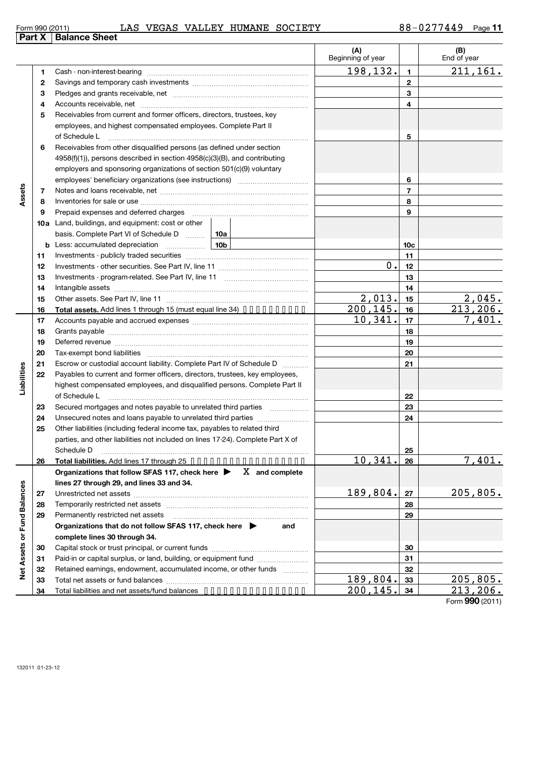Form 990 (2011) LAS VEGAS VALLEY HUMANE SOCIETY 88-0277449

## Part X Balance Sheet

| | | | | (A) Beginning of year | | (B) End of year |
|---|---|---|---|---|---|---|
| Assets | 1 | Cash - non-interest-bearing | | 198,132. | 1 | 211,161. |
| | 2 | Savings and temporary cash investments | | | 2 | |
| | 3 | Pledges and grants receivable, net | | | 3 | |
| | 4 | Accounts receivable, net | | | 4 | |
| | 5 | Receivables from current and former officers, directors, trustees, key employees, and highest compensated employees. Complete Part II of Schedule L | | | 5 | |
| | 6 | Receivables from other disqualified persons (as defined under section 4958(f)(1)), persons described in section 4958(c)(3)(B), and contributing employers and sponsoring organizations of section 501(c)(9) voluntary employees' beneficiary organizations (see instructions) | | | 6 | |
| | 7 | Notes and loans receivable, net | | | 7 | |
| | 8 | Inventories for sale or use | | | 8 | |
| | 9 | Prepaid expenses and deferred charges | | | 9 | |
| | 10a | Land, buildings, and equipment: cost or other basis. Complete Part VI of Schedule D | 10a | | | |
| | b | Less: accumulated depreciation | 10b | | 10c | |
| | 11 | Investments - publicly traded securities | | | 11 | |
| | 12 | Investments - other securities. See Part IV, line 11 | | 0. | 12 | |
| | 13 | Investments - program-related. See Part IV, line 11 | | | 13 | |
| | 14 | Intangible assets | | | 14 | |
| | 15 | Other assets. See Part IV, line 11 | | 2,013. | 15 | 2,045. |
| | 16 | **Total assets.** Add lines 1 through 15 (must equal line 34) | | 200,145. | 16 | 213,206. |
| Liabilities | 17 | Accounts payable and accrued expenses | | 10,341. | 17 | 7,401. |
| | 18 | Grants payable | | | 18 | |
| | 19 | Deferred revenue | | | 19 | |
| | 20 | Tax-exempt bond liabilities | | | 20 | |
| | 21 | Escrow or custodial account liability. Complete Part IV of Schedule D | | | 21 | |
| | 22 | Payables to current and former officers, directors, trustees, key employees, highest compensated employees, and disqualified persons. Complete Part II of Schedule L | | | 22 | |
| | 23 | Secured mortgages and notes payable to unrelated third parties | | | 23 | |
| | 24 | Unsecured notes and loans payable to unrelated third parties | | | 24 | |
| | 25 | Other liabilities (including federal income tax, payables to related third parties, and other liabilities not included on lines 17-24). Complete Part X of Schedule D | | | 25 | |
| | 26 | **Total liabilities.** Add lines 17 through 25 | | 10,341. | 26 | 7,401. |
| Net Assets or Fund Balances | | **Organizations that follow SFAS 117, check here ▶ X and complete lines 27 through 29, and lines 33 and 34.** | | | | |
| | 27 | Unrestricted net assets | | 189,804. | 27 | 205,805. |
| | 28 | Temporarily restricted net assets | | | 28 | |
| | 29 | Permanently restricted net assets | | | 29 | |
| | | **Organizations that do not follow SFAS 117, check here ▶ and complete lines 30 through 34.** | | | | |
| | 30 | Capital stock or trust principal, or current funds | | | 30 | |
| | 31 | Paid-in or capital surplus, or land, building, or equipment fund | | | 31 | |
| | 32 | Retained earnings, endowment, accumulated income, or other funds | | | 32 | |
| | 33 | Total net assets or fund balances | | 189,804. | 33 | 205,805. |
| | 34 | Total liabilities and net assets/fund balances | | 200,145. | 34 | 213,206. |

Form **990** (2011)

132011 01-23-12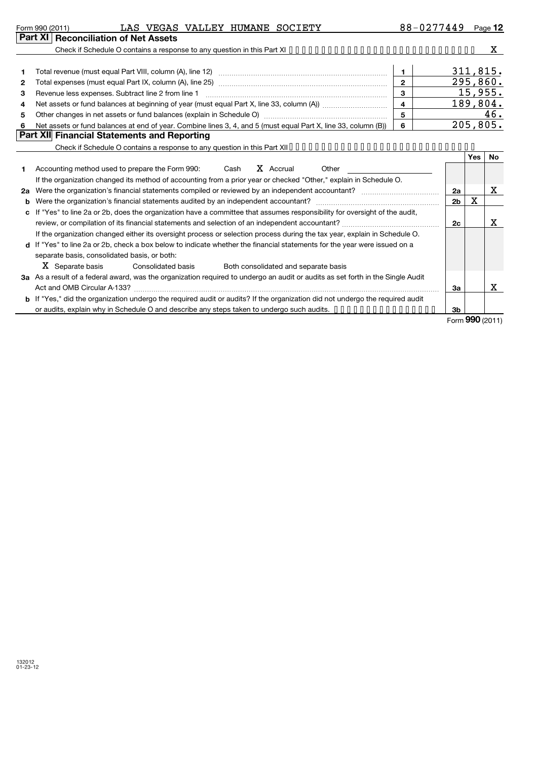Form 990 (2011) LAS VEGAS VALLEY HUMANE SOCIETY 88-0277449

## Part XI Reconciliation of Net Assets

Check if Schedule O contains a response to any question in this Part XI .......... X

| | | | |
|---|---|---|---|
| 1 | Total revenue (must equal Part VIII, column (A), line 12) | 1 | 311,815. |
| 2 | Total expenses (must equal Part IX, column (A), line 25) | 2 | 295,860. |
| 3 | Revenue less expenses. Subtract line 2 from line 1 | 3 | 15,955. |
| 4 | Net assets or fund balances at beginning of year (must equal Part X, line 33, column (A)) | 4 | 189,804. |
| 5 | Other changes in net assets or fund balances (explain in Schedule O) | 5 | 46. |
| 6 | Net assets or fund balances at end of year. Combine lines 3, 4, and 5 (must equal Part X, line 33, column (B)) | 6 | 205,805. |

## Part XII Financial Statements and Reporting

Check if Schedule O contains a response to any question in this Part XII ..........

| | | | Yes | No |
|---|---|---|---|---|
| 1 | Accounting method used to prepare the Form 990: Cash X Accrual Other | | | |
| | If the organization changed its method of accounting from a prior year or checked "Other," explain in Schedule O. | | | |
| 2a | Were the organization's financial statements compiled or reviewed by an independent accountant? | 2a | | X |
| b | Were the organization's financial statements audited by an independent accountant? | 2b | X | |
| c | If "Yes" to line 2a or 2b, does the organization have a committee that assumes responsibility for oversight of the audit, review, or compilation of its financial statements and selection of an independent accountant? | 2c | | X |
| | If the organization changed either its oversight process or selection process during the tax year, explain in Schedule O. | | | |
| d | If "Yes" to line 2a or 2b, check a box below to indicate whether the financial statements for the year were issued on a separate basis, consolidated basis, or both: | | | |
| | X Separate basis Consolidated basis Both consolidated and separate basis | | | |
| 3a | As a result of a federal award, was the organization required to undergo an audit or audits as set forth in the Single Audit Act and OMB Circular A-133? | 3a | | X |
| b | If "Yes," did the organization undergo the required audit or audits? If the organization did not undergo the required audit or audits, explain why in Schedule O and describe any steps taken to undergo such audits. | 3b | | |

Form 990 (2011)

132012
01-23-12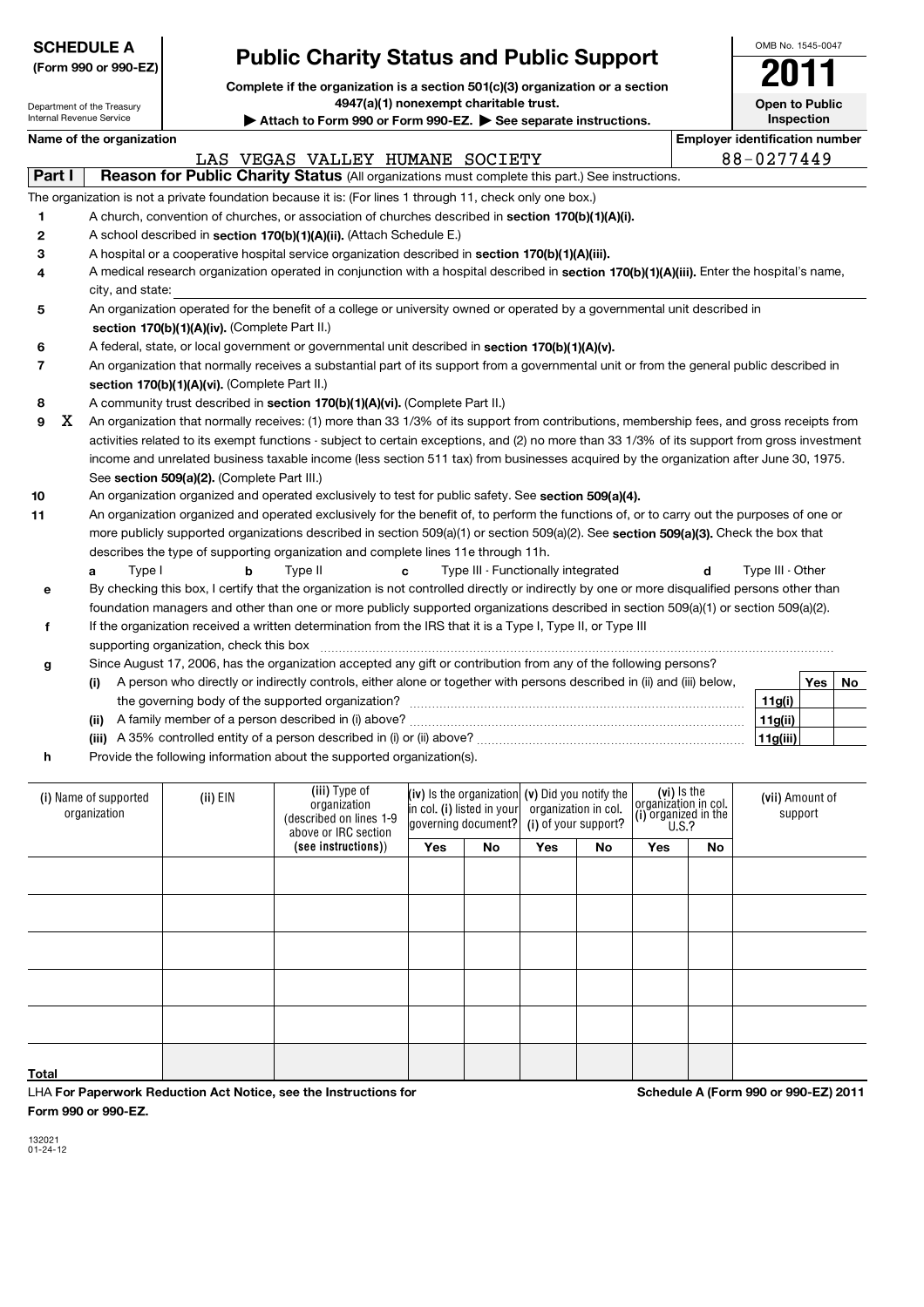**SCHEDULE A**
**(Form 990 or 990-EZ)**

Department of the Treasury
Internal Revenue Service

# Public Charity Status and Public Support

**Complete if the organization is a section 501(c)(3) organization or a section 4947(a)(1) nonexempt charitable trust.**
**▶ Attach to Form 990 or Form 990-EZ. ▶ See separate instructions.**

OMB No. 1545-0047

**2011**

**Open to Public Inspection**

| Name of the organization | Employer identification number |
|---|---|
| LAS VEGAS VALLEY HUMANE SOCIETY | 88-0277449 |

**Part I** **Reason for Public Charity Status** (All organizations must complete this part.) See instructions.

The organization is not a private foundation because it is: (For lines 1 through 11, check only one box.)

1. A church, convention of churches, or association of churches described in **section 170(b)(1)(A)(i).**
2. A school described in **section 170(b)(1)(A)(ii).** (Attach Schedule E.)
3. A hospital or a cooperative hospital service organization described in **section 170(b)(1)(A)(iii).**
4. A medical research organization operated in conjunction with a hospital described in **section 170(b)(1)(A)(iii).** Enter the hospital's name, city, and state:
5. An organization operated for the benefit of a college or university owned or operated by a governmental unit described in **section 170(b)(1)(A)(iv).** (Complete Part II.)
6. A federal, state, or local government or governmental unit described in **section 170(b)(1)(A)(v).**
7. An organization that normally receives a substantial part of its support from a governmental unit or from the general public described in **section 170(b)(1)(A)(vi).** (Complete Part II.)
8. A community trust described in **section 170(b)(1)(A)(vi).** (Complete Part II.)
9. X An organization that normally receives: (1) more than 33 1/3% of its support from contributions, membership fees, and gross receipts from activities related to its exempt functions - subject to certain exceptions, and (2) no more than 33 1/3% of its support from gross investment income and unrelated business taxable income (less section 511 tax) from businesses acquired by the organization after June 30, 1975. See **section 509(a)(2).** (Complete Part III.)
10. An organization organized and operated exclusively to test for public safety. See **section 509(a)(4).**
11. An organization organized and operated exclusively for the benefit of, to perform the functions of, or to carry out the purposes of one or more publicly supported organizations described in section 509(a)(1) or section 509(a)(2). See **section 509(a)(3).** Check the box that describes the type of supporting organization and complete lines 11e through 11h.
   - **a** Type I  **b** Type II  **c** Type III - Functionally integrated  **d** Type III - Other
   - **e** By checking this box, I certify that the organization is not controlled directly or indirectly by one or more disqualified persons other than foundation managers and other than one or more publicly supported organizations described in section 509(a)(1) or section 509(a)(2).
   - **f** If the organization received a written determination from the IRS that it is a Type I, Type II, or Type III supporting organization, check this box
   - **g** Since August 17, 2006, has the organization accepted any gift or contribution from any of the following persons?

| | | Yes | No |
|---|---|---|---|
| **(i)** A person who directly or indirectly controls, either alone or together with persons described in (ii) and (iii) below, the governing body of the supported organization? | **11g(i)** | | |
| **(ii)** A family member of a person described in (i) above? | **11g(ii)** | | |
| **(iii)** A 35% controlled entity of a person described in (i) or (ii) above? | **11g(iii)** | | |

   - **h** Provide the following information about the supported organization(s).

| (i) Name of supported organization | (ii) EIN | (iii) Type of organization (described on lines 1-9 above or IRC section **(see instructions)**) | (iv) Is the organization in col. (i) listed in your governing document? | | (v) Did you notify the organization in col. (i) of your support? | | (vi) Is the organization in col. (i) organized in the U.S.? | | (vii) Amount of support |
|---|---|---|---|---|---|---|---|---|---|
| | | | Yes | No | Yes | No | Yes | No | |
| | | | | | | | | | |
| | | | | | | | | | |
| | | | | | | | | | |
| | | | | | | | | | |
| | | | | | | | | | |
| **Total** | | | | | | | | | |

LHA **For Paperwork Reduction Act Notice, see the Instructions for Form 990 or 990-EZ.** **Schedule A (Form 990 or 990-EZ) 2011**

132021
01-24-12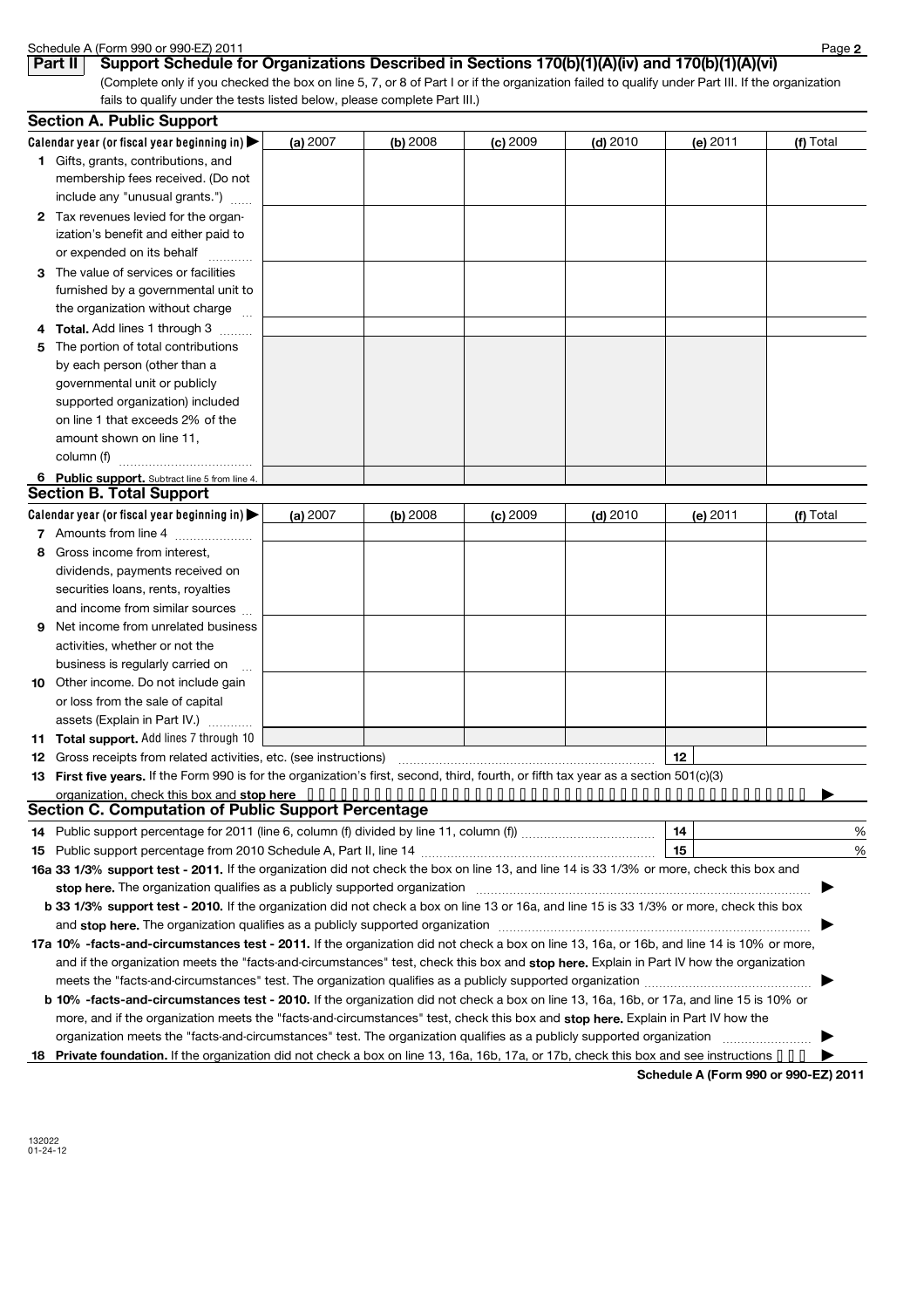Schedule A (Form 990 or 990-EZ) 2011

## Part II Support Schedule for Organizations Described in Sections 170(b)(1)(A)(iv) and 170(b)(1)(A)(vi)

(Complete only if you checked the box on line 5, 7, or 8 of Part I or if the organization failed to qualify under Part III. If the organization fails to qualify under the tests listed below, please complete Part III.)

### Section A. Public Support

| Calendar year (or fiscal year beginning in) ▶ | (a) 2007 | (b) 2008 | (c) 2009 | (d) 2010 | (e) 2011 | (f) Total |
|---|---|---|---|---|---|---|
| **1** Gifts, grants, contributions, and membership fees received. (Do not include any "unusual grants.") | | | | | | |
| **2** Tax revenues levied for the organization's benefit and either paid to or expended on its behalf | | | | | | |
| **3** The value of services or facilities furnished by a governmental unit to the organization without charge | | | | | | |
| **4 Total.** Add lines 1 through 3 | | | | | | |
| **5** The portion of total contributions by each person (other than a governmental unit or publicly supported organization) included on line 1 that exceeds 2% of the amount shown on line 11, column (f) | | | | | | |
| **6 Public support.** Subtract line 5 from line 4. | | | | | | |

### Section B. Total Support

| Calendar year (or fiscal year beginning in) ▶ | (a) 2007 | (b) 2008 | (c) 2009 | (d) 2010 | (e) 2011 | (f) Total |
|---|---|---|---|---|---|---|
| **7** Amounts from line 4 | | | | | | |
| **8** Gross income from interest, dividends, payments received on securities loans, rents, royalties and income from similar sources | | | | | | |
| **9** Net income from unrelated business activities, whether or not the business is regularly carried on | | | | | | |
| **10** Other income. Do not include gain or loss from the sale of capital assets (Explain in Part IV.) | | | | | | |
| **11 Total support.** Add lines 7 through 10 | | | | | | |

**12** Gross receipts from related activities, etc. (see instructions) **12**

**13 First five years.** If the Form 990 is for the organization's first, second, third, fourth, or fifth tax year as a section 501(c)(3) organization, check this box and **stop here** ▶

### Section C. Computation of Public Support Percentage

**14** Public support percentage for 2011 (line 6, column (f) divided by line 11, column (f)) **14** %

**15** Public support percentage from 2010 Schedule A, Part II, line 14 **15** %

**16a 33 1/3% support test - 2011.** If the organization did not check the box on line 13, and line 14 is 33 1/3% or more, check this box and **stop here.** The organization qualifies as a publicly supported organization ▶

**b 33 1/3% support test - 2010.** If the organization did not check a box on line 13 or 16a, and line 15 is 33 1/3% or more, check this box and **stop here.** The organization qualifies as a publicly supported organization ▶

**17a 10% -facts-and-circumstances test - 2011.** If the organization did not check a box on line 13, 16a, or 16b, and line 14 is 10% or more, and if the organization meets the "facts-and-circumstances" test, check this box and **stop here.** Explain in Part IV how the organization meets the "facts-and-circumstances" test. The organization qualifies as a publicly supported organization ▶

**b 10% -facts-and-circumstances test - 2010.** If the organization did not check a box on line 13, 16a, 16b, or 17a, and line 15 is 10% or more, and if the organization meets the "facts-and-circumstances" test, check this box and **stop here.** Explain in Part IV how the organization meets the "facts-and-circumstances" test. The organization qualifies as a publicly supported organization ▶

**18 Private foundation.** If the organization did not check a box on line 13, 16a, 16b, 17a, or 17b, check this box and see instructions ▶

**Schedule A (Form 990 or 990-EZ) 2011**

132022
01-24-12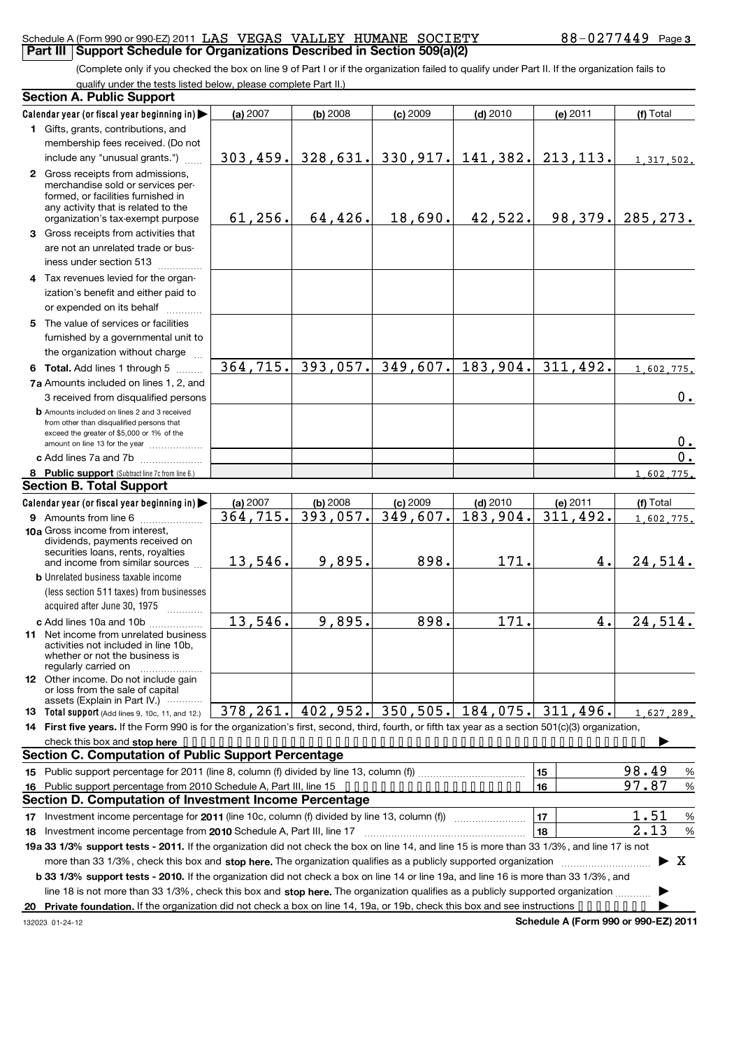Schedule A (Form 990 or 990-EZ) 2011 LAS VEGAS VALLEY HUMANE SOCIETY 88-0277449 Page 3

## Part III Support Schedule for Organizations Described in Section 509(a)(2)

(Complete only if you checked the box on line 9 of Part I or if the organization failed to qualify under Part II. If the organization fails to qualify under the tests listed below, please complete Part II.)

### Section A. Public Support

| Calendar year (or fiscal year beginning in) | (a) 2007 | (b) 2008 | (c) 2009 | (d) 2010 | (e) 2011 | (f) Total |
|---|---|---|---|---|---|---|
| 1 Gifts, grants, contributions, and membership fees received. (Do not include any "unusual grants.") | 303,459. | 328,631. | 330,917. | 141,382. | 213,113. | 1,317,502. |
| 2 Gross receipts from admissions, merchandise sold or services performed, or facilities furnished in any activity that is related to the organization's tax-exempt purpose | 61,256. | 64,426. | 18,690. | 42,522. | 98,379. | 285,273. |
| 3 Gross receipts from activities that are not an unrelated trade or business under section 513 | | | | | | |
| 4 Tax revenues levied for the organization's benefit and either paid to or expended on its behalf | | | | | | |
| 5 The value of services or facilities furnished by a governmental unit to the organization without charge | | | | | | |
| 6 **Total.** Add lines 1 through 5 | 364,715. | 393,057. | 349,607. | 183,904. | 311,492. | 1,602,775. |
| 7a Amounts included on lines 1, 2, and 3 received from disqualified persons | | | | | | 0. |
| b Amounts included on lines 2 and 3 received from other than disqualified persons that exceed the greater of $5,000 or 1% of the amount on line 13 for the year | | | | | | 0. |
| c Add lines 7a and 7b | | | | | | 0. |
| 8 **Public support** (Subtract line 7c from line 6.) | | | | | | 1,602,775. |

### Section B. Total Support

| Calendar year (or fiscal year beginning in) | (a) 2007 | (b) 2008 | (c) 2009 | (d) 2010 | (e) 2011 | (f) Total |
|---|---|---|---|---|---|---|
| 9 Amounts from line 6 | 364,715. | 393,057. | 349,607. | 183,904. | 311,492. | 1,602,775. |
| 10a Gross income from interest, dividends, payments received on securities loans, rents, royalties and income from similar sources | 13,546. | 9,895. | 898. | 171. | 4. | 24,514. |
| b Unrelated business taxable income (less section 511 taxes) from businesses acquired after June 30, 1975 | | | | | | |
| c Add lines 10a and 10b | 13,546. | 9,895. | 898. | 171. | 4. | 24,514. |
| 11 Net income from unrelated business activities not included in line 10b, whether or not the business is regularly carried on | | | | | | |
| 12 Other income. Do not include gain or loss from the sale of capital assets (Explain in Part IV.) | | | | | | |
| 13 **Total support** (Add lines 9, 10c, 11, and 12.) | 378,261. | 402,952. | 350,505. | 184,075. | 311,496. | 1,627,289. |

14 **First five years.** If the Form 990 is for the organization's first, second, third, fourth, or fifth tax year as a section 501(c)(3) organization, check this box and **stop here** ▶

### Section C. Computation of Public Support Percentage

| | | |
|---|---|---|
| 15 Public support percentage for 2011 (line 8, column (f) divided by line 13, column (f)) | 15 | 98.49 % |
| 16 Public support percentage from 2010 Schedule A, Part III, line 15 | 16 | 97.87 % |

### Section D. Computation of Investment Income Percentage

| | | |
|---|---|---|
| 17 Investment income percentage for **2011** (line 10c, column (f) divided by line 13, column (f)) | 17 | 1.51 % |
| 18 Investment income percentage from **2010** Schedule A, Part III, line 17 | 18 | 2.13 % |

19a **33 1/3% support tests - 2011.** If the organization did not check the box on line 14, and line 15 is more than 33 1/3%, and line 17 is not more than 33 1/3%, check this box and **stop here.** The organization qualifies as a publicly supported organization ▶ X

b **33 1/3% support tests - 2010.** If the organization did not check a box on line 14 or line 19a, and line 16 is more than 33 1/3%, and line 18 is not more than 33 1/3%, check this box and **stop here.** The organization qualifies as a publicly supported organization ▶

20 **Private foundation.** If the organization did not check a box on line 14, 19a, or 19b, check this box and see instructions ▶

132023 01-24-12 **Schedule A (Form 990 or 990-EZ) 2011**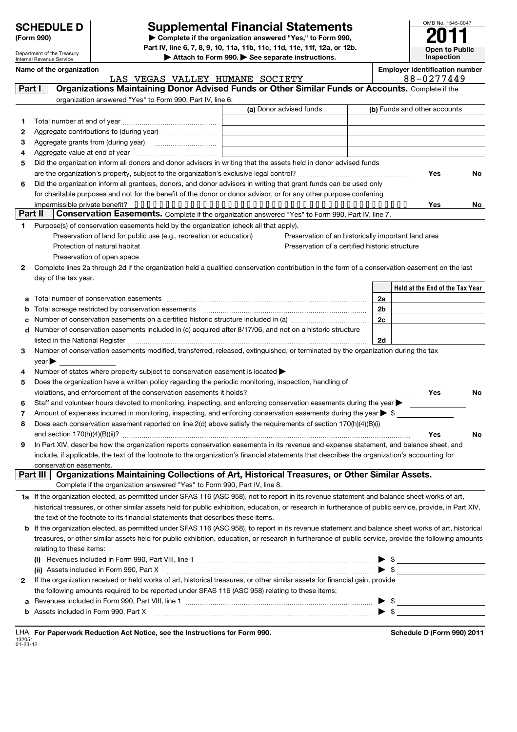**SCHEDULE D**
**(Form 990)**

Department of the Treasury
Internal Revenue Service

# Supplemental Financial Statements

▶ Complete if the organization answered "Yes," to Form 990, Part IV, line 6, 7, 8, 9, 10, 11a, 11b, 11c, 11d, 11e, 11f, 12a, or 12b.
▶ Attach to Form 990. ▶ See separate instructions.

OMB No. 1545-0047
**2011**
**Open to Public Inspection**

**Name of the organization**
LAS VEGAS VALLEY HUMANE SOCIETY

**Employer identification number**
88-0277449

## Part I Organizations Maintaining Donor Advised Funds or Other Similar Funds or Accounts. 
Complete if the organization answered "Yes" to Form 990, Part IV, line 6.

| | | (a) Donor advised funds | (b) Funds and other accounts |
|---|---|---|---|
| 1 | Total number at end of year | | |
| 2 | Aggregate contributions to (during year) | | |
| 3 | Aggregate grants from (during year) | | |
| 4 | Aggregate value at end of year | | |

5 Did the organization inform all donors and donor advisors in writing that the assets held in donor advised funds are the organization's property, subject to the organization's exclusive legal control? **Yes** **No**

6 Did the organization inform all grantees, donors, and donor advisors in writing that grant funds can be used only for charitable purposes and not for the benefit of the donor or donor advisor, or for any other purpose conferring impermissible private benefit? **Yes** **No**

## Part II Conservation Easements. 
Complete if the organization answered "Yes" to Form 990, Part IV, line 7.

1 Purpose(s) of conservation easements held by the organization (check all that apply).

- Preservation of land for public use (e.g., recreation or education)
- Protection of natural habitat
- Preservation of open space
- Preservation of an historically important land area
- Preservation of a certified historic structure

2 Complete lines 2a through 2d if the organization held a qualified conservation contribution in the form of a conservation easement on the last day of the tax year.

| | | | Held at the End of the Tax Year |
|---|---|---|---|
| a | Total number of conservation easements | 2a | |
| b | Total acreage restricted by conservation easements | 2b | |
| c | Number of conservation easements on a certified historic structure included in (a) | 2c | |
| d | Number of conservation easements included in (c) acquired after 8/17/06, and not on a historic structure listed in the National Register | 2d | |

3 Number of conservation easements modified, transferred, released, extinguished, or terminated by the organization during the tax year ▶

4 Number of states where property subject to conservation easement is located ▶

5 Does the organization have a written policy regarding the periodic monitoring, inspection, handling of violations, and enforcement of the conservation easements it holds? **Yes** **No**

6 Staff and volunteer hours devoted to monitoring, inspecting, and enforcing conservation easements during the year ▶

7 Amount of expenses incurred in monitoring, inspecting, and enforcing conservation easements during the year ▶ $

8 Does each conservation easement reported on line 2(d) above satisfy the requirements of section 170(h)(4)(B)(i) and section 170(h)(4)(B)(ii)? **Yes** **No**

9 In Part XIV, describe how the organization reports conservation easements in its revenue and expense statement, and balance sheet, and include, if applicable, the text of the footnote to the organization's financial statements that describes the organization's accounting for conservation easements.

## Part III Organizations Maintaining Collections of Art, Historical Treasures, or Other Similar Assets.
Complete if the organization answered "Yes" to Form 990, Part IV, line 8.

1a If the organization elected, as permitted under SFAS 116 (ASC 958), not to report in its revenue statement and balance sheet works of art, historical treasures, or other similar assets held for public exhibition, education, or research in furtherance of public service, provide, in Part XIV, the text of the footnote to its financial statements that describes these items.

b If the organization elected, as permitted under SFAS 116 (ASC 958), to report in its revenue statement and balance sheet works of art, historical treasures, or other similar assets held for public exhibition, education, or research in furtherance of public service, provide the following amounts relating to these items:

(i) Revenues included in Form 990, Part VIII, line 1 ▶ $

(ii) Assets included in Form 990, Part X ▶ $

2 If the organization received or held works of art, historical treasures, or other similar assets for financial gain, provide the following amounts required to be reported under SFAS 116 (ASC 958) relating to these items:

a Revenues included in Form 990, Part VIII, line 1 ▶ $

b Assets included in Form 990, Part X ▶ $

LHA **For Paperwork Reduction Act Notice, see the Instructions for Form 990.** **Schedule D (Form 990) 2011**
132051
01-23-12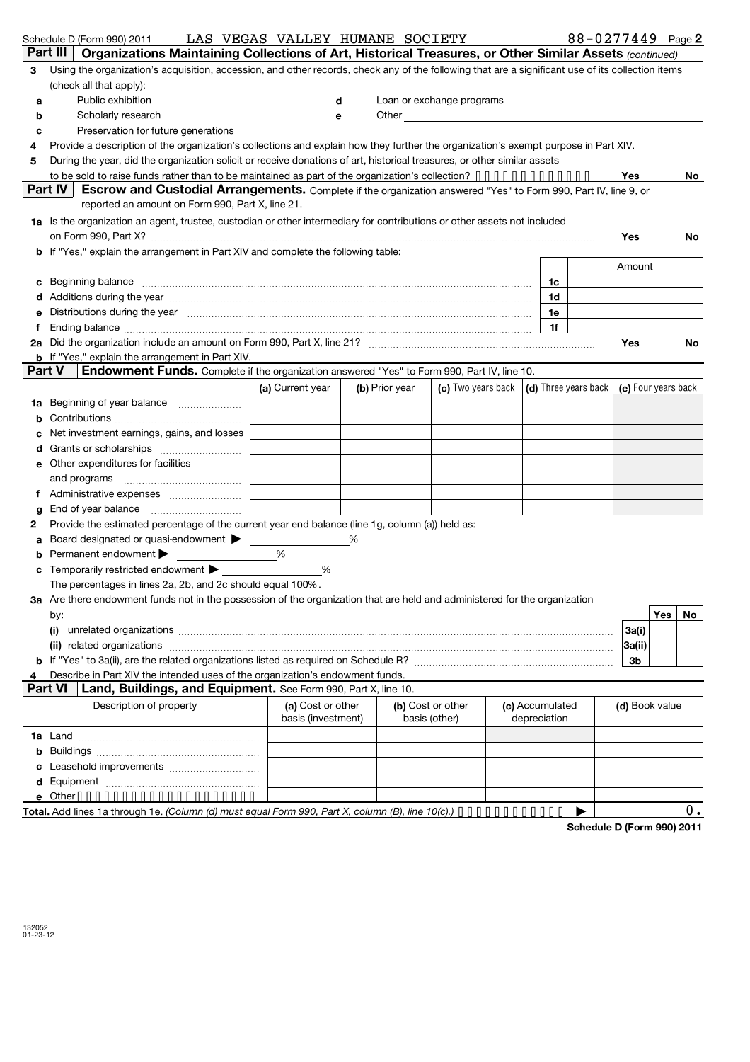Schedule D (Form 990) 2011 LAS VEGAS VALLEY HUMANE SOCIETY 88-0277449 Page 2

**Part III | Organizations Maintaining Collections of Art, Historical Treasures, or Other Similar Assets** *(continued)*

3 Using the organization's acquisition, accession, and other records, check any of the following that are a significant use of its collection items (check all that apply):

- a Public exhibition
- b Scholarly research
- c Preservation for future generations
- d Loan or exchange programs
- e Other

4 Provide a description of the organization's collections and explain how they further the organization's exempt purpose in Part XIV.

5 During the year, did the organization solicit or receive donations of art, historical treasures, or other similar assets to be sold to raise funds rather than to be maintained as part of the organization's collection? Yes No

**Part IV | Escrow and Custodial Arrangements.** Complete if the organization answered "Yes" to Form 990, Part IV, line 9, or reported an amount on Form 990, Part X, line 21.

1a Is the organization an agent, trustee, custodian or other intermediary for contributions or other assets not included on Form 990, Part X? Yes No

b If "Yes," explain the arrangement in Part XIV and complete the following table:

| | | Amount |
|---|---|---|
| c Beginning balance | 1c | |
| d Additions during the year | 1d | |
| e Distributions during the year | 1e | |
| f Ending balance | 1f | |

2a Did the organization include an amount on Form 990, Part X, line 21? Yes No

b If "Yes," explain the arrangement in Part XIV.

**Part V | Endowment Funds.** Complete if the organization answered "Yes" to Form 990, Part IV, line 10.

| | (a) Current year | (b) Prior year | (c) Two years back | (d) Three years back | (e) Four years back |
|---|---|---|---|---|---|
| 1a Beginning of year balance | | | | | |
| b Contributions | | | | | |
| c Net investment earnings, gains, and losses | | | | | |
| d Grants or scholarships | | | | | |
| e Other expenditures for facilities and programs | | | | | |
| f Administrative expenses | | | | | |
| g End of year balance | | | | | |

2 Provide the estimated percentage of the current year end balance (line 1g, column (a)) held as:

a Board designated or quasi-endowment ▶ %

b Permanent endowment ▶ %

c Temporarily restricted endowment ▶ %

The percentages in lines 2a, 2b, and 2c should equal 100%.

3a Are there endowment funds not in the possession of the organization that are held and administered for the organization by:

| | | Yes | No |
|---|---|---|---|
| (i) unrelated organizations | 3a(i) | | |
| (ii) related organizations | 3a(ii) | | |
| b If "Yes" to 3a(ii), are the related organizations listed as required on Schedule R? | 3b | | |

4 Describe in Part XIV the intended uses of the organization's endowment funds.

**Part VI | Land, Buildings, and Equipment.** See Form 990, Part X, line 10.

| Description of property | (a) Cost or other basis (investment) | (b) Cost or other basis (other) | (c) Accumulated depreciation | (d) Book value |
|---|---|---|---|---|
| 1a Land | | | | |
| b Buildings | | | | |
| c Leasehold improvements | | | | |
| d Equipment | | | | |
| e Other | | | | |
| **Total.** Add lines 1a through 1e. *(Column (d) must equal Form 990, Part X, column (B), line 10(c).)* ▶ | | | | 0. |

**Schedule D (Form 990) 2011**

132052
01-23-12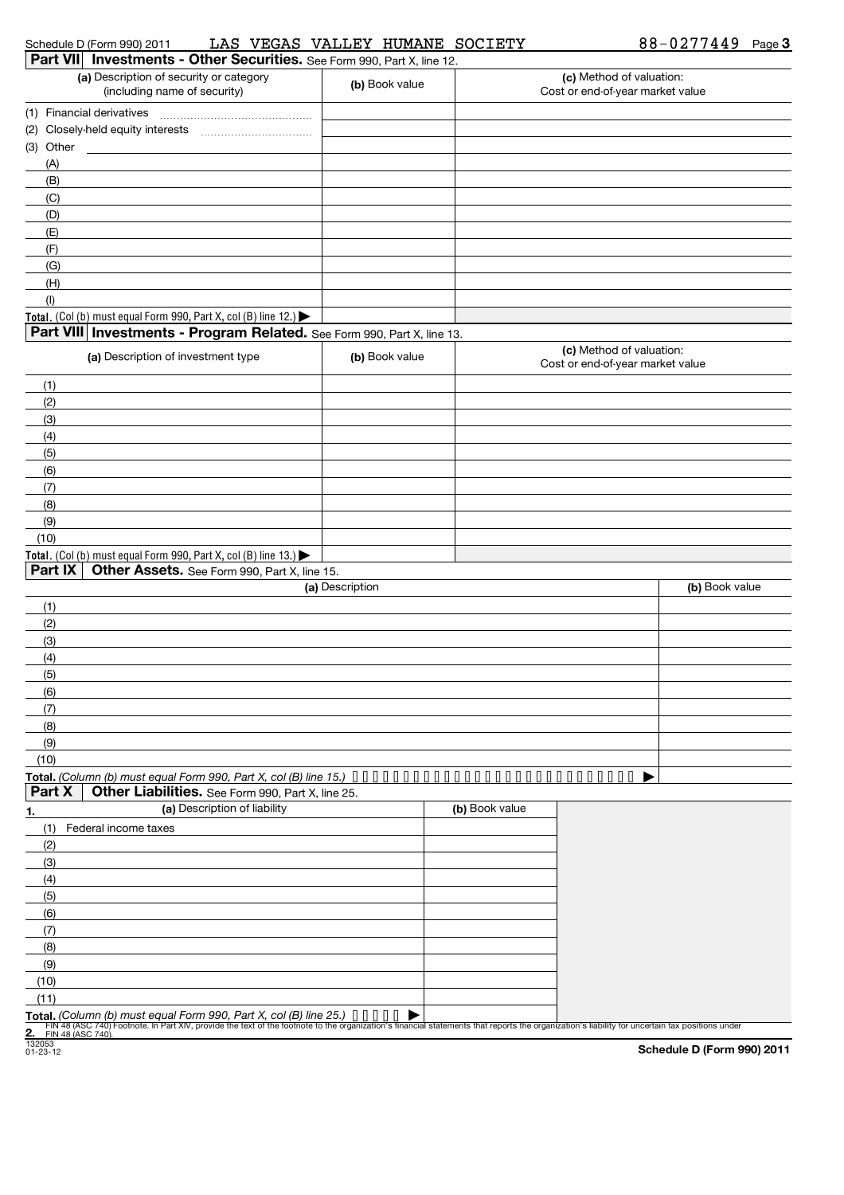Schedule D (Form 990) 2011 LAS VEGAS VALLEY HUMANE SOCIETY 88-0277449 Page 3

## Part VII Investments - Other Securities. See Form 990, Part X, line 12.

| (a) Description of security or category (including name of security) | (b) Book value | (c) Method of valuation: Cost or end-of-year market value |
|---|---|---|
| (1) Financial derivatives | | |
| (2) Closely-held equity interests | | |
| (3) Other | | |
| (A) | | |
| (B) | | |
| (C) | | |
| (D) | | |
| (E) | | |
| (F) | | |
| (G) | | |
| (H) | | |
| (I) | | |
| **Total.** (Col (b) must equal Form 990, Part X, col (B) line 12.) ▶ | | |

## Part VIII Investments - Program Related. See Form 990, Part X, line 13.

| (a) Description of investment type | (b) Book value | (c) Method of valuation: Cost or end-of-year market value |
|---|---|---|
| (1) | | |
| (2) | | |
| (3) | | |
| (4) | | |
| (5) | | |
| (6) | | |
| (7) | | |
| (8) | | |
| (9) | | |
| (10) | | |
| **Total.** (Col (b) must equal Form 990, Part X, col (B) line 13.) ▶ | | |

## Part IX Other Assets. See Form 990, Part X, line 15.

| (a) Description | (b) Book value |
|---|---|
| (1) | |
| (2) | |
| (3) | |
| (4) | |
| (5) | |
| (6) | |
| (7) | |
| (8) | |
| (9) | |
| (10) | |
| **Total.** *(Column (b) must equal Form 990, Part X, col (B) line 15.)* ▶ | |

## Part X Other Liabilities. See Form 990, Part X, line 25.

| 1. (a) Description of liability | (b) Book value |
|---|---|
| (1) Federal income taxes | |
| (2) | |
| (3) | |
| (4) | |
| (5) | |
| (6) | |
| (7) | |
| (8) | |
| (9) | |
| (10) | |
| (11) | |
| **Total.** *(Column (b) must equal Form 990, Part X, col (B) line 25.)* ▶ | |

**2.** FIN 48 (ASC 740) Footnote. In Part XIV, provide the text of the footnote to the organization's financial statements that reports the organization's liability for uncertain tax positions under FIN 48 (ASC 740).

132053
01-23-12

**Schedule D (Form 990) 2011**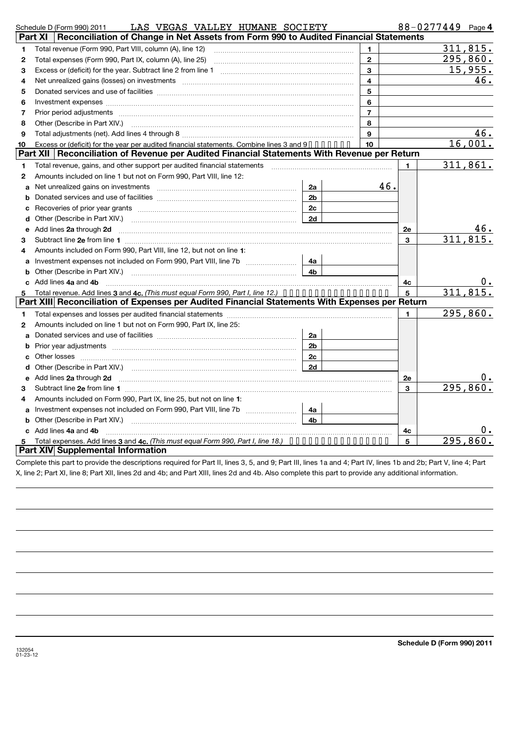Schedule D (Form 990) 2011 LAS VEGAS VALLEY HUMANE SOCIETY 88-0277449 Page 4

## Part XI Reconciliation of Change in Net Assets from Form 990 to Audited Financial Statements

| | | | |
|---|---|---|---|
| 1 | Total revenue (Form 990, Part VIII, column (A), line 12) | 1 | 311,815. |
| 2 | Total expenses (Form 990, Part IX, column (A), line 25) | 2 | 295,860. |
| 3 | Excess or (deficit) for the year. Subtract line 2 from line 1 | 3 | 15,955. |
| 4 | Net unrealized gains (losses) on investments | 4 | 46. |
| 5 | Donated services and use of facilities | 5 | |
| 6 | Investment expenses | 6 | |
| 7 | Prior period adjustments | 7 | |
| 8 | Other (Describe in Part XIV.) | 8 | |
| 9 | Total adjustments (net). Add lines 4 through 8 | 9 | 46. |
| 10 | Excess or (deficit) for the year per audited financial statements. Combine lines 3 and 9 | 10 | 16,001. |

## Part XII Reconciliation of Revenue per Audited Financial Statements With Revenue per Return

| | | | | | |
|---|---|---|---|---|---|
| 1 | Total revenue, gains, and other support per audited financial statements | | | 1 | 311,861. |
| 2 | Amounts included on line 1 but not on Form 990, Part VIII, line 12: | | | | |
| a | Net unrealized gains on investments | 2a | 46. | | |
| b | Donated services and use of facilities | 2b | | | |
| c | Recoveries of prior year grants | 2c | | | |
| d | Other (Describe in Part XIV.) | 2d | | | |
| e | Add lines 2a through 2d | | | 2e | 46. |
| 3 | Subtract line 2e from line 1 | | | 3 | 311,815. |
| 4 | Amounts included on Form 990, Part VIII, line 12, but not on line 1: | | | | |
| a | Investment expenses not included on Form 990, Part VIII, line 7b | 4a | | | |
| b | Other (Describe in Part XIV.) | 4b | | | |
| c | Add lines 4a and 4b | | | 4c | 0. |
| 5 | Total revenue. Add lines 3 and 4c. *(This must equal Form 990, Part I, line 12.)* | | | 5 | 311,815. |

## Part XIII Reconciliation of Expenses per Audited Financial Statements With Expenses per Return

| | | | | | |
|---|---|---|---|---|---|
| 1 | Total expenses and losses per audited financial statements | | | 1 | 295,860. |
| 2 | Amounts included on line 1 but not on Form 990, Part IX, line 25: | | | | |
| a | Donated services and use of facilities | 2a | | | |
| b | Prior year adjustments | 2b | | | |
| c | Other losses | 2c | | | |
| d | Other (Describe in Part XIV.) | 2d | | | |
| e | Add lines 2a through 2d | | | 2e | 0. |
| 3 | Subtract line 2e from line 1 | | | 3 | 295,860. |
| 4 | Amounts included on Form 990, Part IX, line 25, but not on line 1: | | | | |
| a | Investment expenses not included on Form 990, Part VIII, line 7b | 4a | | | |
| b | Other (Describe in Part XIV.) | 4b | | | |
| c | Add lines 4a and 4b | | | 4c | 0. |
| 5 | Total expenses. Add lines 3 and 4c. *(This must equal Form 990, Part I, line 18.)* | | | 5 | 295,860. |

## Part XIV Supplemental Information

Complete this part to provide the descriptions required for Part II, lines 3, 5, and 9; Part III, lines 1a and 4; Part IV, lines 1b and 2b; Part V, line 4; Part X, line 2; Part XI, line 8; Part XII, lines 2d and 4b; and Part XIII, lines 2d and 4b. Also complete this part to provide any additional information.

132054
01-23-12

**Schedule D (Form 990) 2011**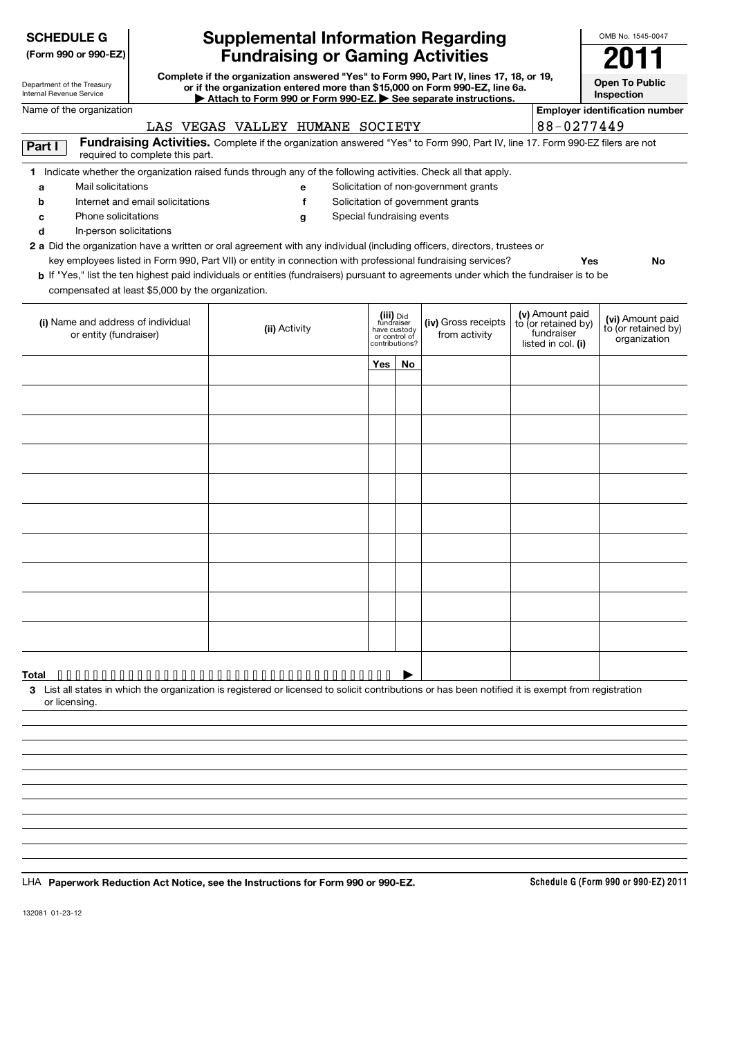**SCHEDULE G**
**(Form 990 or 990-EZ)**

Department of the Treasury
Internal Revenue Service

# Supplemental Information Regarding Fundraising or Gaming Activities

**Complete if the organization answered "Yes" to Form 990, Part IV, lines 17, 18, or 19, or if the organization entered more than $15,000 on Form 990-EZ, line 6a.**
**▶ Attach to Form 990 or Form 990-EZ. ▶ See separate instructions.**

OMB No. 1545-0047

**2011**

**Open To Public Inspection**

Name of the organization: LAS VEGAS VALLEY HUMANE SOCIETY

**Employer identification number:** 88-0277449

**Part I** **Fundraising Activities.** Complete if the organization answered "Yes" to Form 990, Part IV, line 17. Form 990-EZ filers are not required to complete this part.

**1** Indicate whether the organization raised funds through any of the following activities. Check all that apply.

- **a** Mail solicitations
- **b** Internet and email solicitations
- **c** Phone solicitations
- **d** In-person solicitations
- **e** Solicitation of non-government grants
- **f** Solicitation of government grants
- **g** Special fundraising events

**2 a** Did the organization have a written or oral agreement with any individual (including officers, directors, trustees or key employees listed in Form 990, Part VII) or entity in connection with professional fundraising services? **Yes** **No**

**b** If "Yes," list the ten highest paid individuals or entities (fundraisers) pursuant to agreements under which the fundraiser is to be compensated at least $5,000 by the organization.

| (i) Name and address of individual or entity (fundraiser) | (ii) Activity | (iii) Did fundraiser have custody or control of contributions? | | (iv) Gross receipts from activity | (v) Amount paid to (or retained by) fundraiser listed in col. (i) | (vi) Amount paid to (or retained by) organization |
|---|---|---|---|---|---|---|
| | | Yes | No | | | |
| | | | | | | |
| | | | | | | |
| | | | | | | |
| | | | | | | |
| | | | | | | |
| | | | | | | |
| | | | | | | |
| | | | | | | |
| | | | | | | |
| | | | | | | |
| **Total** ▶ | | | | | | |

**3** List all states in which the organization is registered or licensed to solicit contributions or has been notified it is exempt from registration or licensing.

LHA **Paperwork Reduction Act Notice, see the Instructions for Form 990 or 990-EZ.**

**Schedule G (Form 990 or 990-EZ) 2011**

132081 01-23-12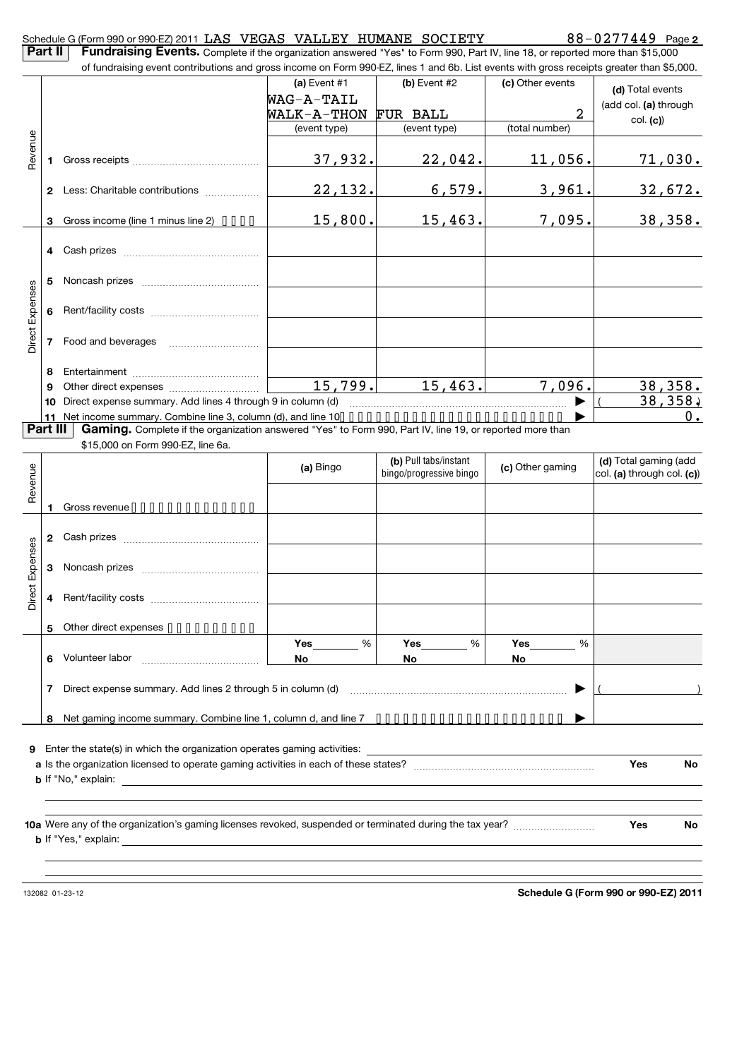Schedule G (Form 990 or 990-EZ) 2011 LAS VEGAS VALLEY HUMANE SOCIETY 88-0277449 Page **2**

**Part II** **Fundraising Events.** Complete if the organization answered "Yes" to Form 990, Part IV, line 18, or reported more than $15,000 of fundraising event contributions and gross income on Form 990-EZ, lines 1 and 6b. List events with gross receipts greater than $5,000.

| | | (a) Event #1 WAG-A-TAIL WALK-A-THON (event type) | (b) Event #2 FUR BALL (event type) | (c) Other events 2 (total number) | (d) Total events (add col. (a) through col. (c)) |
|---|---|---|---|---|---|
| Revenue | 1 Gross receipts | 37,932. | 22,042. | 11,056. | 71,030. |
| | 2 Less: Charitable contributions | 22,132. | 6,579. | 3,961. | 32,672. |
| | 3 Gross income (line 1 minus line 2) | 15,800. | 15,463. | 7,095. | 38,358. |
| Direct Expenses | 4 Cash prizes | | | | |
| | 5 Noncash prizes | | | | |
| | 6 Rent/facility costs | | | | |
| | 7 Food and beverages | | | | |
| | 8 Entertainment | | | | |
| | 9 Other direct expenses | 15,799. | 15,463. | 7,096. | 38,358. |
| | 10 Direct expense summary. Add lines 4 through 9 in column (d) | | | ▶ | (38,358.) |
| | 11 Net income summary. Combine line 3, column (d), and line 10 | | | ▶ | 0. |

**Part III** **Gaming.** Complete if the organization answered "Yes" to Form 990, Part IV, line 19, or reported more than $15,000 on Form 990-EZ, line 6a.

| | | (a) Bingo | (b) Pull tabs/instant bingo/progressive bingo | (c) Other gaming | (d) Total gaming (add col. (a) through col. (c)) |
|---|---|---|---|---|---|
| Revenue | 1 Gross revenue | | | | |
| Direct Expenses | 2 Cash prizes | | | | |
| | 3 Noncash prizes | | | | |
| | 4 Rent/facility costs | | | | |
| | 5 Other direct expenses | | | | |
| | 6 Volunteer labor | Yes ___ % No | Yes ___ % No | Yes ___ % No | |
| | 7 Direct expense summary. Add lines 2 through 5 in column (d) | | | ▶ | ( ) |
| | 8 Net gaming income summary. Combine line 1, column d, and line 7 | | | ▶ | |

**9** Enter the state(s) in which the organization operates gaming activities: ______

**a** Is the organization licensed to operate gaming activities in each of these states? Yes No

**b** If "No," explain: ______

**10a** Were any of the organization's gaming licenses revoked, suspended or terminated during the tax year? Yes No

**b** If "Yes," explain: ______

132082 01-23-12 **Schedule G (Form 990 or 990-EZ) 2011**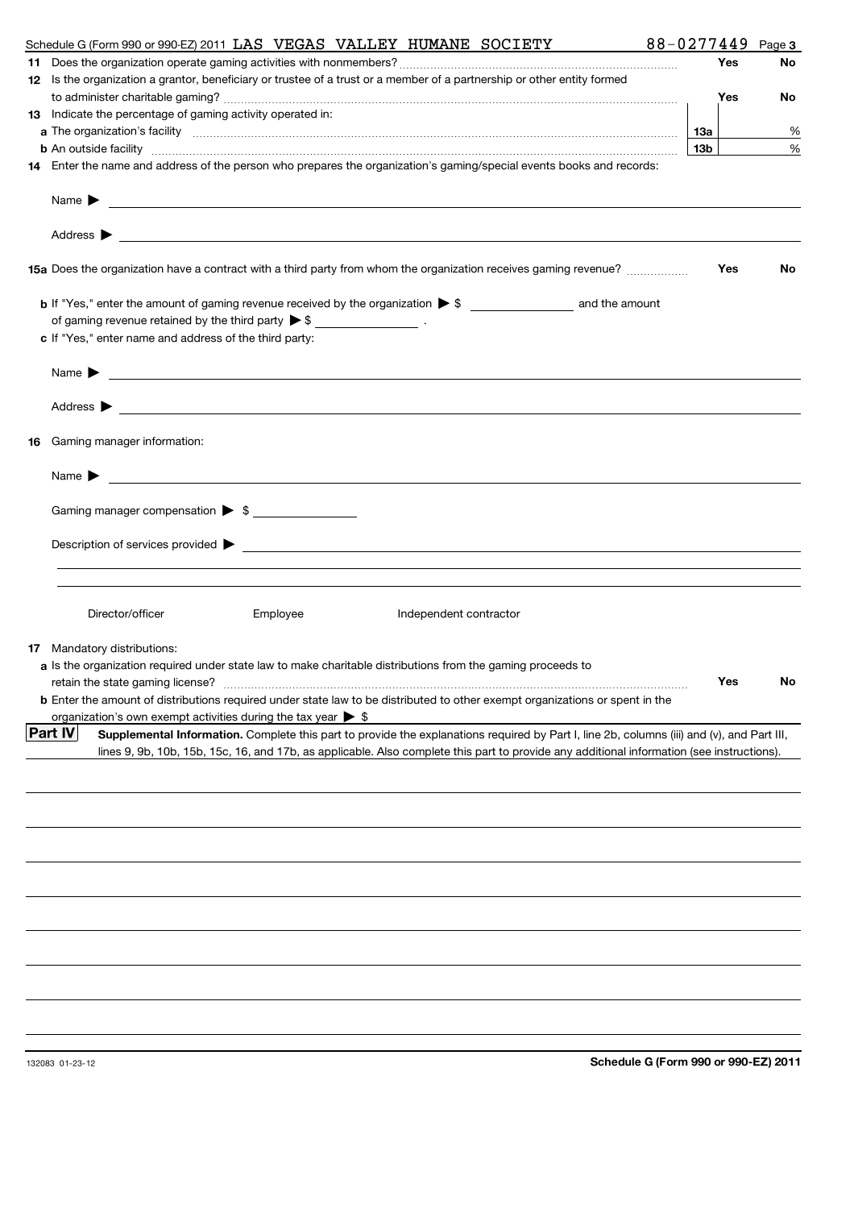Schedule G (Form 990 or 990-EZ) 2011 LAS VEGAS VALLEY HUMANE SOCIETY 88-0277449 Page 3

**11** Does the organization operate gaming activities with nonmembers? .......... Yes No

**12** Is the organization a grantor, beneficiary or trustee of a trust or a member of a partnership or other entity formed to administer charitable gaming? .......... Yes No

**13** Indicate the percentage of gaming activity operated in:

**a** The organization's facility .......... 13a %

**b** An outside facility .......... 13b %

**14** Enter the name and address of the person who prepares the organization's gaming/special events books and records:

Name ▶

Address ▶

**15a** Does the organization have a contract with a third party from whom the organization receives gaming revenue? .......... Yes No

**b** If "Yes," enter the amount of gaming revenue received by the organization ▶ $ __________ and the amount of gaming revenue retained by the third party ▶ $ __________ .

**c** If "Yes," enter name and address of the third party:

Name ▶

Address ▶

**16** Gaming manager information:

Name ▶

Gaming manager compensation ▶ $

Description of services provided ▶

Director/officer    Employee    Independent contractor

**17** Mandatory distributions:

**a** Is the organization required under state law to make charitable distributions from the gaming proceeds to retain the state gaming license? .......... Yes No

**b** Enter the amount of distributions required under state law to be distributed to other exempt organizations or spent in the organization's own exempt activities during the tax year ▶ $

**Part IV** **Supplemental Information.** Complete this part to provide the explanations required by Part I, line 2b, columns (iii) and (v), and Part III, lines 9, 9b, 10b, 15b, 15c, 16, and 17b, as applicable. Also complete this part to provide any additional information (see instructions).

132083 01-23-12 **Schedule G (Form 990 or 990-EZ) 2011**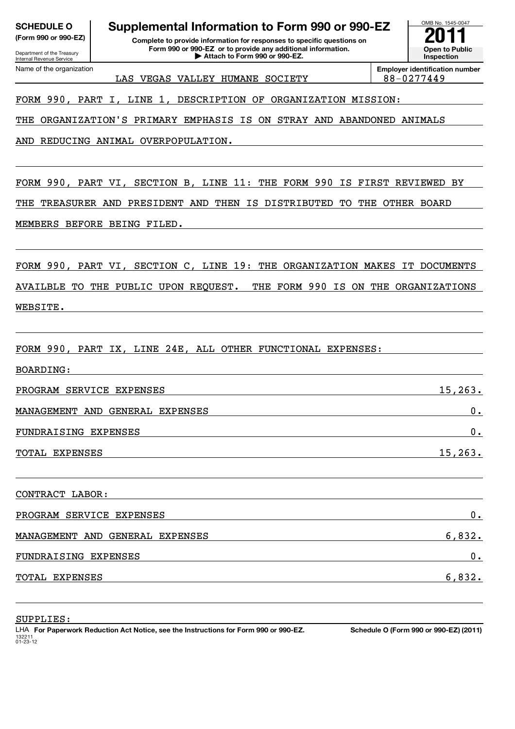**SCHEDULE O** (Form 990 or 990-EZ)

Department of the Treasury
Internal Revenue Service

# Supplemental Information to Form 990 or 990-EZ

**Complete to provide information for responses to specific questions on Form 990 or 990-EZ or to provide any additional information.**
**▶ Attach to Form 990 or 990-EZ.**

OMB No. 1545-0047

**2011**

**Open to Public Inspection**

Name of the organization: LAS VEGAS VALLEY HUMANE SOCIETY

Employer identification number: 88-0277449

FORM 990, PART I, LINE 1, DESCRIPTION OF ORGANIZATION MISSION:

THE ORGANIZATION'S PRIMARY EMPHASIS IS ON STRAY AND ABANDONED ANIMALS AND REDUCING ANIMAL OVERPOPULATION.

FORM 990, PART VI, SECTION B, LINE 11: THE FORM 990 IS FIRST REVIEWED BY THE TREASURER AND PRESIDENT AND THEN IS DISTRIBUTED TO THE OTHER BOARD MEMBERS BEFORE BEING FILED.

FORM 990, PART VI, SECTION C, LINE 19: THE ORGANIZATION MAKES IT DOCUMENTS AVAILBLE TO THE PUBLIC UPON REQUEST. THE FORM 990 IS ON THE ORGANIZATIONS WEBSITE.

FORM 990, PART IX, LINE 24E, ALL OTHER FUNCTIONAL EXPENSES:

BOARDING:

| | |
|---|---|
| PROGRAM SERVICE EXPENSES | 15,263. |
| MANAGEMENT AND GENERAL EXPENSES | 0. |
| FUNDRAISING EXPENSES | 0. |
| TOTAL EXPENSES | 15,263. |

CONTRACT LABOR:

| | |
|---|---|
| PROGRAM SERVICE EXPENSES | 0. |
| MANAGEMENT AND GENERAL EXPENSES | 6,832. |
| FUNDRAISING EXPENSES | 0. |
| TOTAL EXPENSES | 6,832. |

SUPPLIES:

LHA **For Paperwork Reduction Act Notice, see the Instructions for Form 990 or 990-EZ.** **Schedule O (Form 990 or 990-EZ) (2011)**
132211
01-23-12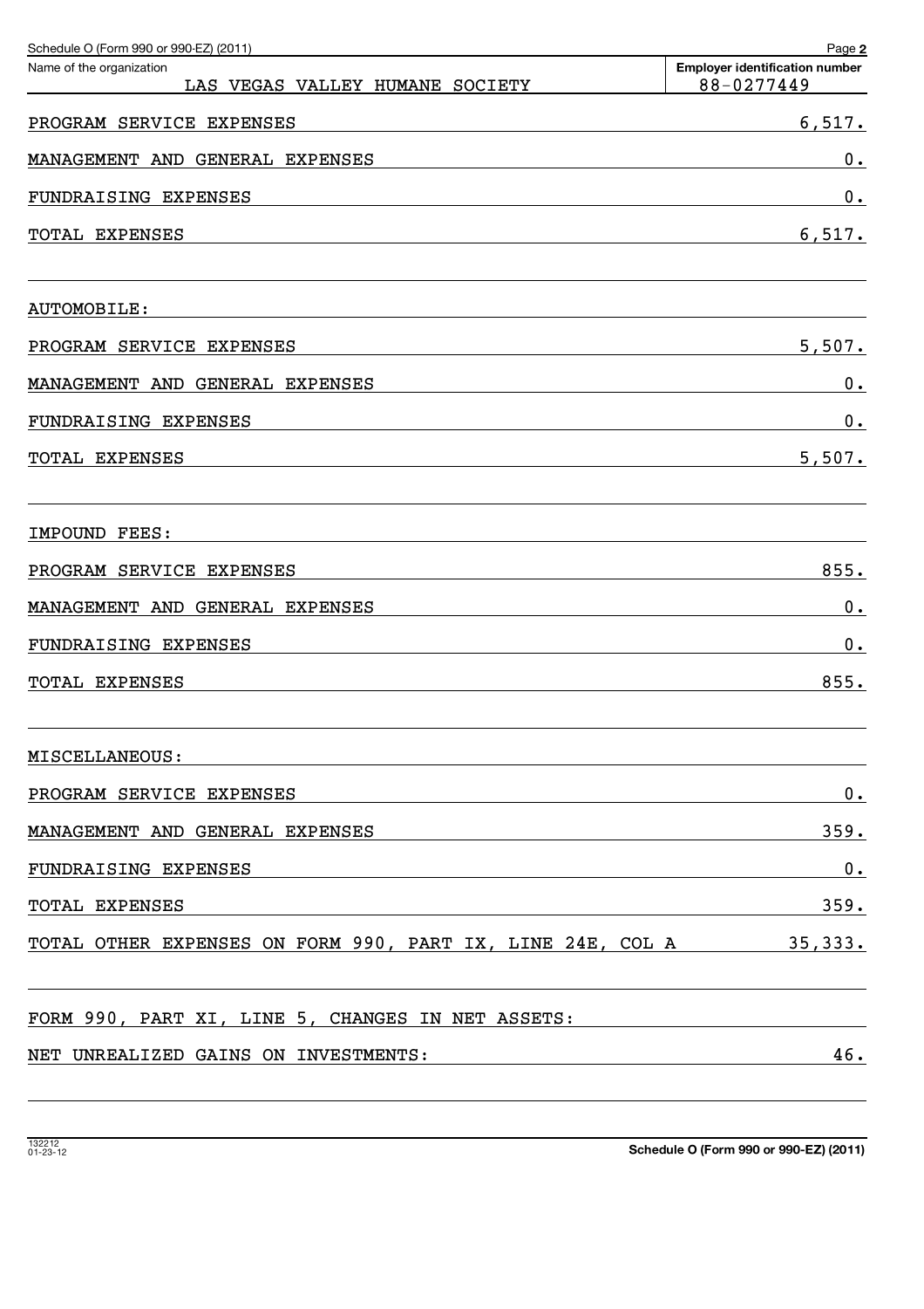Schedule O (Form 990 or 990-EZ) (2011) Page **2**

| Name of the organization | Employer identification number |
|---|---|
| LAS VEGAS VALLEY HUMANE SOCIETY | 88-0277449 |

| | |
|---|---|
| PROGRAM SERVICE EXPENSES | 6,517. |
| MANAGEMENT AND GENERAL EXPENSES | 0. |
| FUNDRAISING EXPENSES | 0. |
| TOTAL EXPENSES | 6,517. |
| | |
| AUTOMOBILE: | |
| PROGRAM SERVICE EXPENSES | 5,507. |
| MANAGEMENT AND GENERAL EXPENSES | 0. |
| FUNDRAISING EXPENSES | 0. |
| TOTAL EXPENSES | 5,507. |
| | |
| IMPOUND FEES: | |
| PROGRAM SERVICE EXPENSES | 855. |
| MANAGEMENT AND GENERAL EXPENSES | 0. |
| FUNDRAISING EXPENSES | 0. |
| TOTAL EXPENSES | 855. |
| | |
| MISCELLANEOUS: | |
| PROGRAM SERVICE EXPENSES | 0. |
| MANAGEMENT AND GENERAL EXPENSES | 359. |
| FUNDRAISING EXPENSES | 0. |
| TOTAL EXPENSES | 359. |
| TOTAL OTHER EXPENSES ON FORM 990, PART IX, LINE 24E, COL A | 35,333. |
| | |
| FORM 990, PART XI, LINE 5, CHANGES IN NET ASSETS: | |
| NET UNREALIZED GAINS ON INVESTMENTS: | 46. |

132212
01-23-12

**Schedule O (Form 990 or 990-EZ) (2011)**